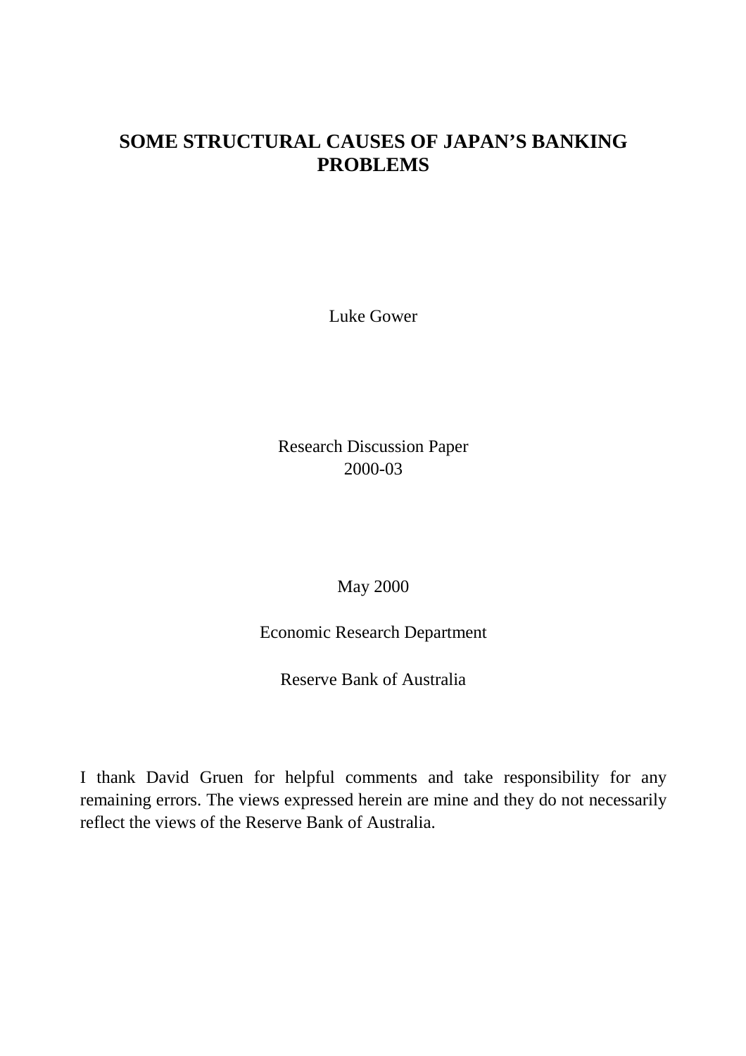# SOME STRUCTURAL CAUSES OF JAPAN'S BANKING PROBLEMS

Luke Gower

Research Discussion Paper
2000-03

May 2000

Economic Research Department

Reserve Bank of Australia

I thank David Gruen for helpful comments and take responsibility for any remaining errors. The views expressed herein are mine and they do not necessarily reflect the views of the Reserve Bank of Australia.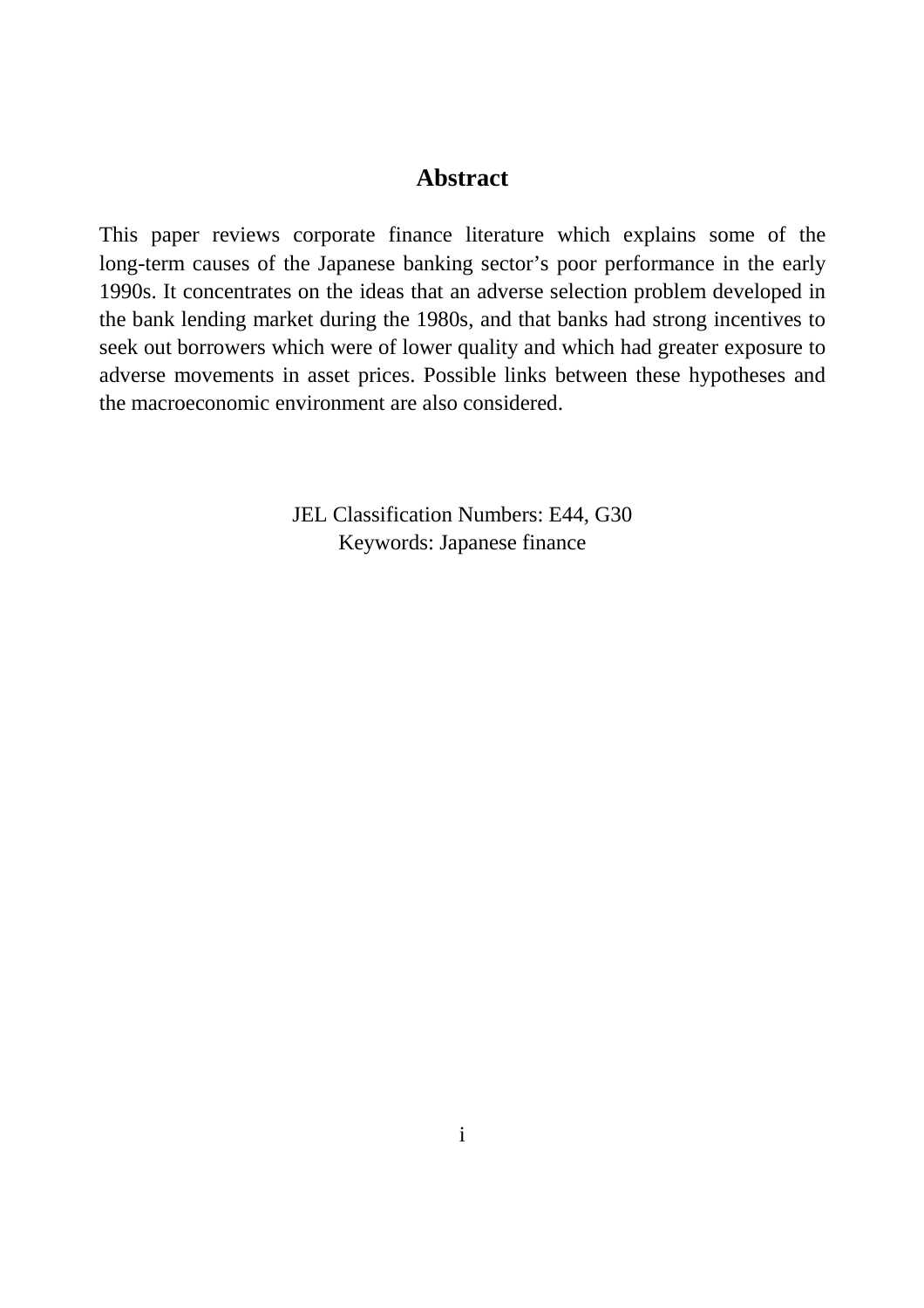## Abstract

This paper reviews corporate finance literature which explains some of the long-term causes of the Japanese banking sector's poor performance in the early 1990s. It concentrates on the ideas that an adverse selection problem developed in the bank lending market during the 1980s, and that banks had strong incentives to seek out borrowers which were of lower quality and which had greater exposure to adverse movements in asset prices. Possible links between these hypotheses and the macroeconomic environment are also considered.

JEL Classification Numbers: E44, G30
Keywords: Japanese finance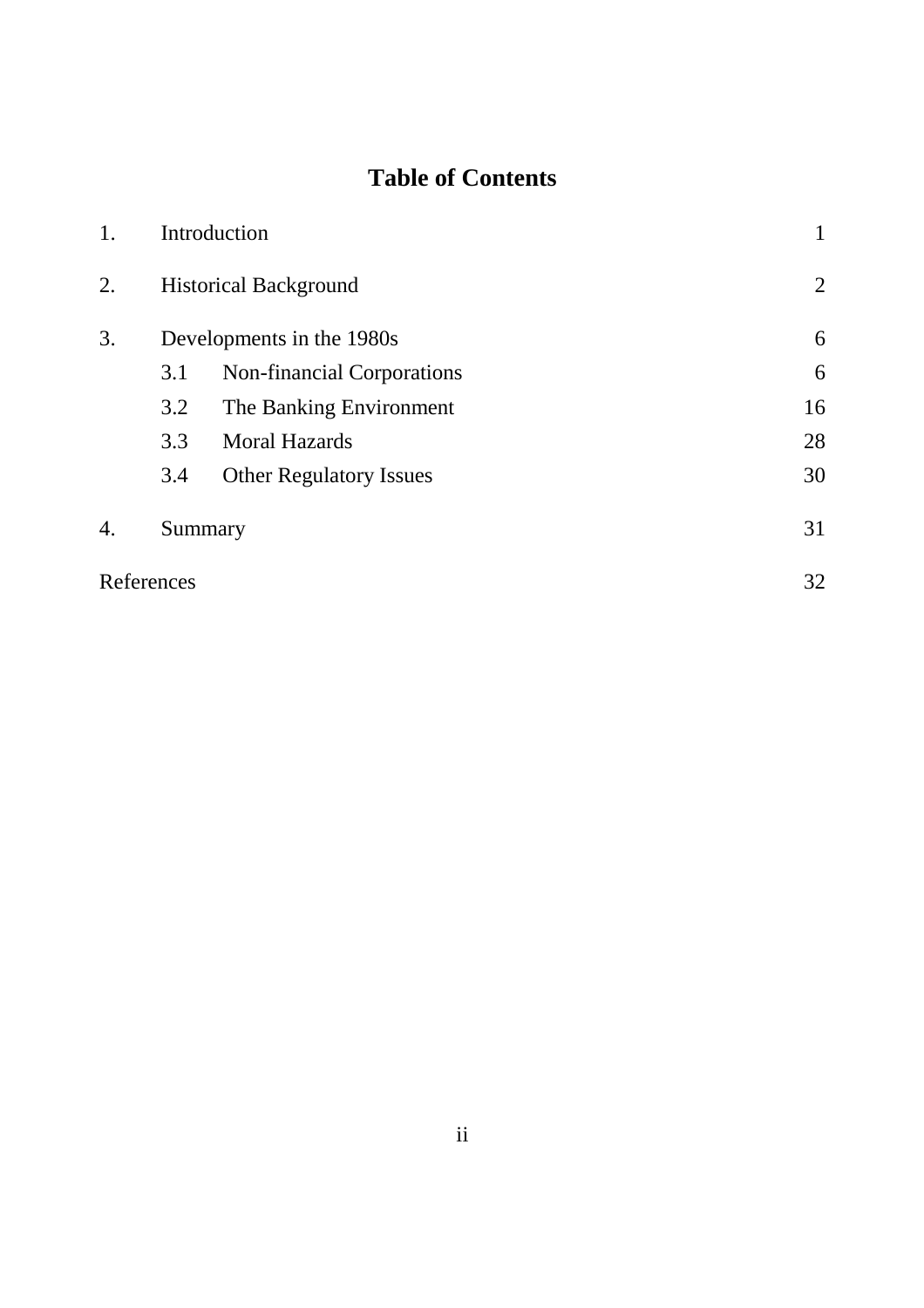# Table of Contents

| | | |
|---|---|---|
| 1. | Introduction | 1 |
| 2. | Historical Background | 2 |
| 3. | Developments in the 1980s | 6 |
| | 3.1 Non-financial Corporations | 6 |
| | 3.2 The Banking Environment | 16 |
| | 3.3 Moral Hazards | 28 |
| | 3.4 Other Regulatory Issues | 30 |
| 4. | Summary | 31 |
| References | | 32 |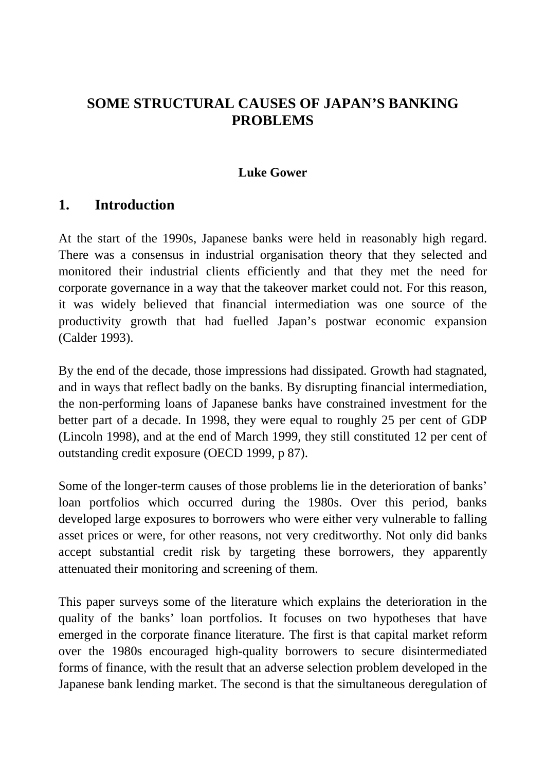# SOME STRUCTURAL CAUSES OF JAPAN'S BANKING PROBLEMS

**Luke Gower**

## 1. Introduction

At the start of the 1990s, Japanese banks were held in reasonably high regard. There was a consensus in industrial organisation theory that they selected and monitored their industrial clients efficiently and that they met the need for corporate governance in a way that the takeover market could not. For this reason, it was widely believed that financial intermediation was one source of the productivity growth that had fuelled Japan's postwar economic expansion (Calder 1993).

By the end of the decade, those impressions had dissipated. Growth had stagnated, and in ways that reflect badly on the banks. By disrupting financial intermediation, the non-performing loans of Japanese banks have constrained investment for the better part of a decade. In 1998, they were equal to roughly 25 per cent of GDP (Lincoln 1998), and at the end of March 1999, they still constituted 12 per cent of outstanding credit exposure (OECD 1999, p 87).

Some of the longer-term causes of those problems lie in the deterioration of banks' loan portfolios which occurred during the 1980s. Over this period, banks developed large exposures to borrowers who were either very vulnerable to falling asset prices or were, for other reasons, not very creditworthy. Not only did banks accept substantial credit risk by targeting these borrowers, they apparently attenuated their monitoring and screening of them.

This paper surveys some of the literature which explains the deterioration in the quality of the banks' loan portfolios. It focuses on two hypotheses that have emerged in the corporate finance literature. The first is that capital market reform over the 1980s encouraged high-quality borrowers to secure disintermediated forms of finance, with the result that an adverse selection problem developed in the Japanese bank lending market. The second is that the simultaneous deregulation of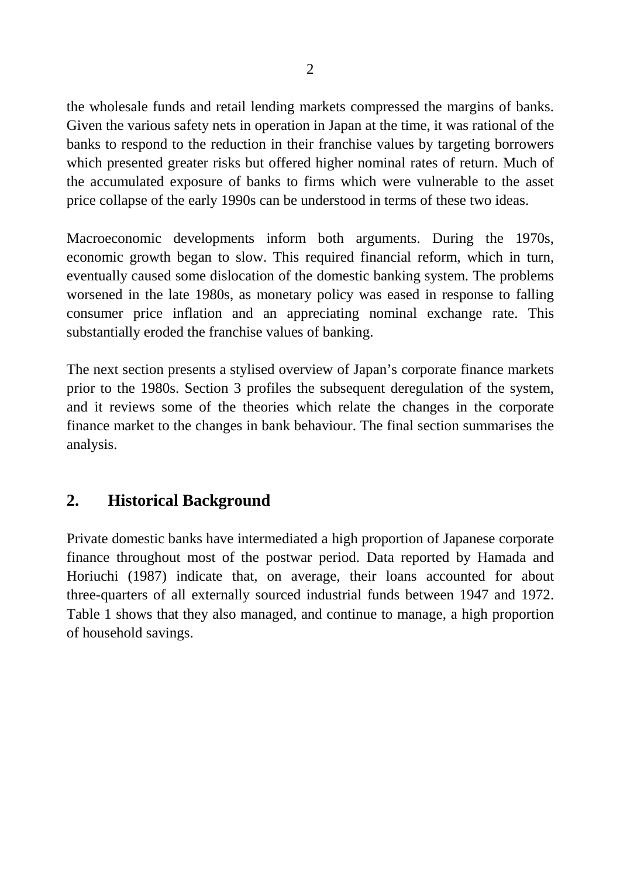the wholesale funds and retail lending markets compressed the margins of banks. Given the various safety nets in operation in Japan at the time, it was rational of the banks to respond to the reduction in their franchise values by targeting borrowers which presented greater risks but offered higher nominal rates of return. Much of the accumulated exposure of banks to firms which were vulnerable to the asset price collapse of the early 1990s can be understood in terms of these two ideas.

Macroeconomic developments inform both arguments. During the 1970s, economic growth began to slow. This required financial reform, which in turn, eventually caused some dislocation of the domestic banking system. The problems worsened in the late 1980s, as monetary policy was eased in response to falling consumer price inflation and an appreciating nominal exchange rate. This substantially eroded the franchise values of banking.

The next section presents a stylised overview of Japan's corporate finance markets prior to the 1980s. Section 3 profiles the subsequent deregulation of the system, and it reviews some of the theories which relate the changes in the corporate finance market to the changes in bank behaviour. The final section summarises the analysis.

## 2. Historical Background

Private domestic banks have intermediated a high proportion of Japanese corporate finance throughout most of the postwar period. Data reported by Hamada and Horiuchi (1987) indicate that, on average, their loans accounted for about three-quarters of all externally sourced industrial funds between 1947 and 1972. Table 1 shows that they also managed, and continue to manage, a high proportion of household savings.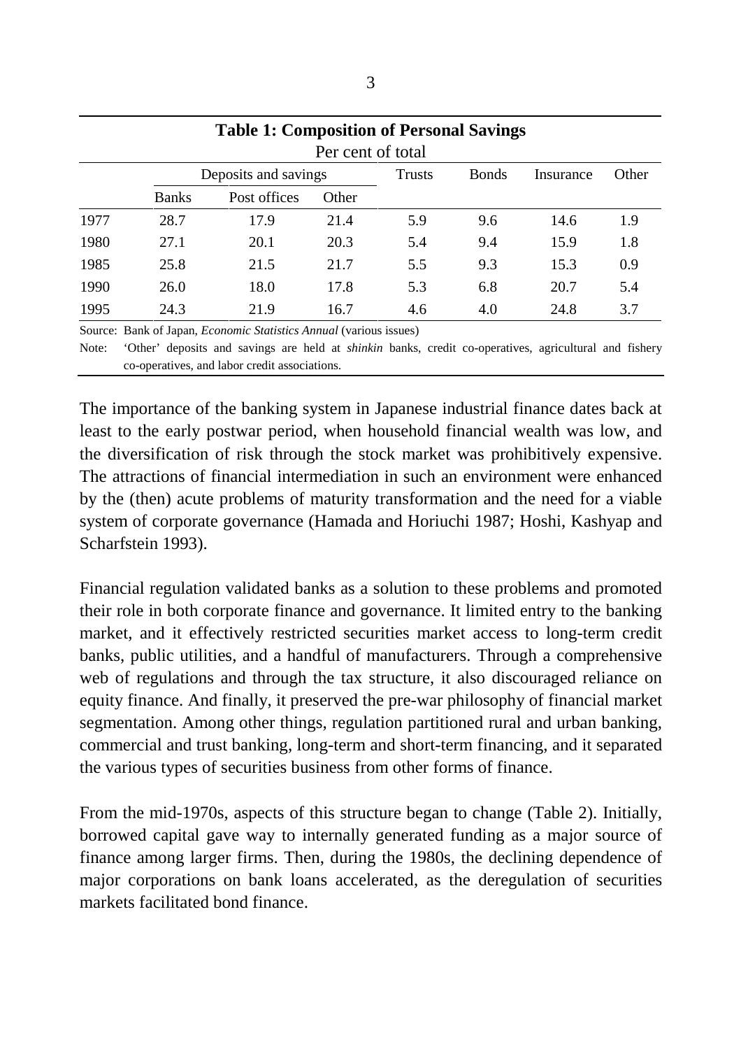**Table 1: Composition of Personal Savings**

Per cent of total

| | Deposits and savings | | | Trusts | Bonds | Insurance | Other |
|---|---|---|---|---|---|---|---|
| | Banks | Post offices | Other | | | | |
| 1977 | 28.7 | 17.9 | 21.4 | 5.9 | 9.6 | 14.6 | 1.9 |
| 1980 | 27.1 | 20.1 | 20.3 | 5.4 | 9.4 | 15.9 | 1.8 |
| 1985 | 25.8 | 21.5 | 21.7 | 5.5 | 9.3 | 15.3 | 0.9 |
| 1990 | 26.0 | 18.0 | 17.8 | 5.3 | 6.8 | 20.7 | 5.4 |
| 1995 | 24.3 | 21.9 | 16.7 | 4.6 | 4.0 | 24.8 | 3.7 |

Source: Bank of Japan, *Economic Statistics Annual* (various issues)

Note: 'Other' deposits and savings are held at *shinkin* banks, credit co-operatives, agricultural and fishery co-operatives, and labor credit associations.

The importance of the banking system in Japanese industrial finance dates back at least to the early postwar period, when household financial wealth was low, and the diversification of risk through the stock market was prohibitively expensive. The attractions of financial intermediation in such an environment were enhanced by the (then) acute problems of maturity transformation and the need for a viable system of corporate governance (Hamada and Horiuchi 1987; Hoshi, Kashyap and Scharfstein 1993).

Financial regulation validated banks as a solution to these problems and promoted their role in both corporate finance and governance. It limited entry to the banking market, and it effectively restricted securities market access to long-term credit banks, public utilities, and a handful of manufacturers. Through a comprehensive web of regulations and through the tax structure, it also discouraged reliance on equity finance. And finally, it preserved the pre-war philosophy of financial market segmentation. Among other things, regulation partitioned rural and urban banking, commercial and trust banking, long-term and short-term financing, and it separated the various types of securities business from other forms of finance.

From the mid-1970s, aspects of this structure began to change (Table 2). Initially, borrowed capital gave way to internally generated funding as a major source of finance among larger firms. Then, during the 1980s, the declining dependence of major corporations on bank loans accelerated, as the deregulation of securities markets facilitated bond finance.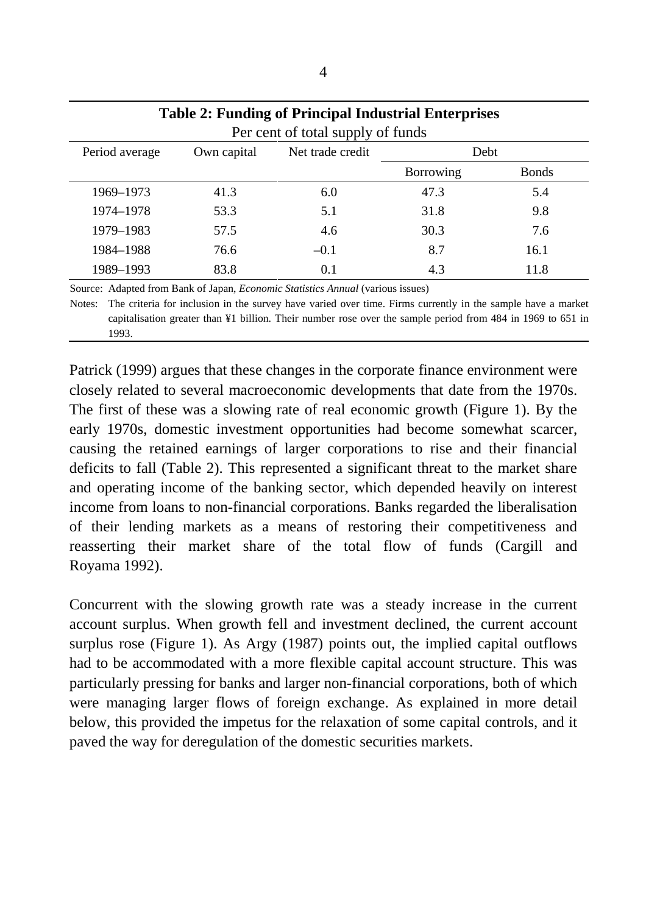**Table 2: Funding of Principal Industrial Enterprises**

Per cent of total supply of funds

| Period average | Own capital | Net trade credit | Debt | |
|---|---|---|---|---|
| | | | Borrowing | Bonds |
| 1969–1973 | 41.3 | 6.0 | 47.3 | 5.4 |
| 1974–1978 | 53.3 | 5.1 | 31.8 | 9.8 |
| 1979–1983 | 57.5 | 4.6 | 30.3 | 7.6 |
| 1984–1988 | 76.6 | –0.1 | 8.7 | 16.1 |
| 1989–1993 | 83.8 | 0.1 | 4.3 | 11.8 |

Source: Adapted from Bank of Japan, *Economic Statistics Annual* (various issues)

Notes: The criteria for inclusion in the survey have varied over time. Firms currently in the sample have a market capitalisation greater than ¥1 billion. Their number rose over the sample period from 484 in 1969 to 651 in 1993.

Patrick (1999) argues that these changes in the corporate finance environment were closely related to several macroeconomic developments that date from the 1970s. The first of these was a slowing rate of real economic growth (Figure 1). By the early 1970s, domestic investment opportunities had become somewhat scarcer, causing the retained earnings of larger corporations to rise and their financial deficits to fall (Table 2). This represented a significant threat to the market share and operating income of the banking sector, which depended heavily on interest income from loans to non-financial corporations. Banks regarded the liberalisation of their lending markets as a means of restoring their competitiveness and reasserting their market share of the total flow of funds (Cargill and Royama 1992).

Concurrent with the slowing growth rate was a steady increase in the current account surplus. When growth fell and investment declined, the current account surplus rose (Figure 1). As Argy (1987) points out, the implied capital outflows had to be accommodated with a more flexible capital account structure. This was particularly pressing for banks and larger non-financial corporations, both of which were managing larger flows of foreign exchange. As explained in more detail below, this provided the impetus for the relaxation of some capital controls, and it paved the way for deregulation of the domestic securities markets.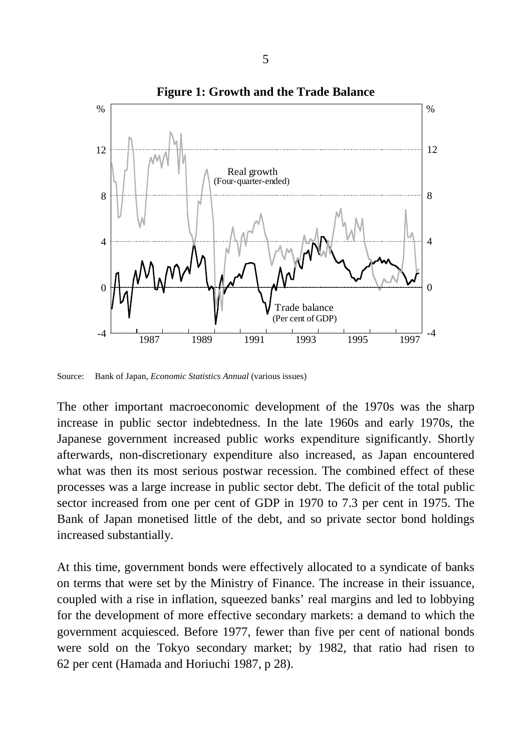**Figure 1: Growth and the Trade Balance**

Source: Bank of Japan, *Economic Statistics Annual* (various issues)

The other important macroeconomic development of the 1970s was the sharp increase in public sector indebtedness. In the late 1960s and early 1970s, the Japanese government increased public works expenditure significantly. Shortly afterwards, non-discretionary expenditure also increased, as Japan encountered what was then its most serious postwar recession. The combined effect of these processes was a large increase in public sector debt. The deficit of the total public sector increased from one per cent of GDP in 1970 to 7.3 per cent in 1975. The Bank of Japan monetised little of the debt, and so private sector bond holdings increased substantially.

At this time, government bonds were effectively allocated to a syndicate of banks on terms that were set by the Ministry of Finance. The increase in their issuance, coupled with a rise in inflation, squeezed banks' real margins and led to lobbying for the development of more effective secondary markets: a demand to which the government acquiesced. Before 1977, fewer than five per cent of national bonds were sold on the Tokyo secondary market; by 1982, that ratio had risen to 62 per cent (Hamada and Horiuchi 1987, p 28).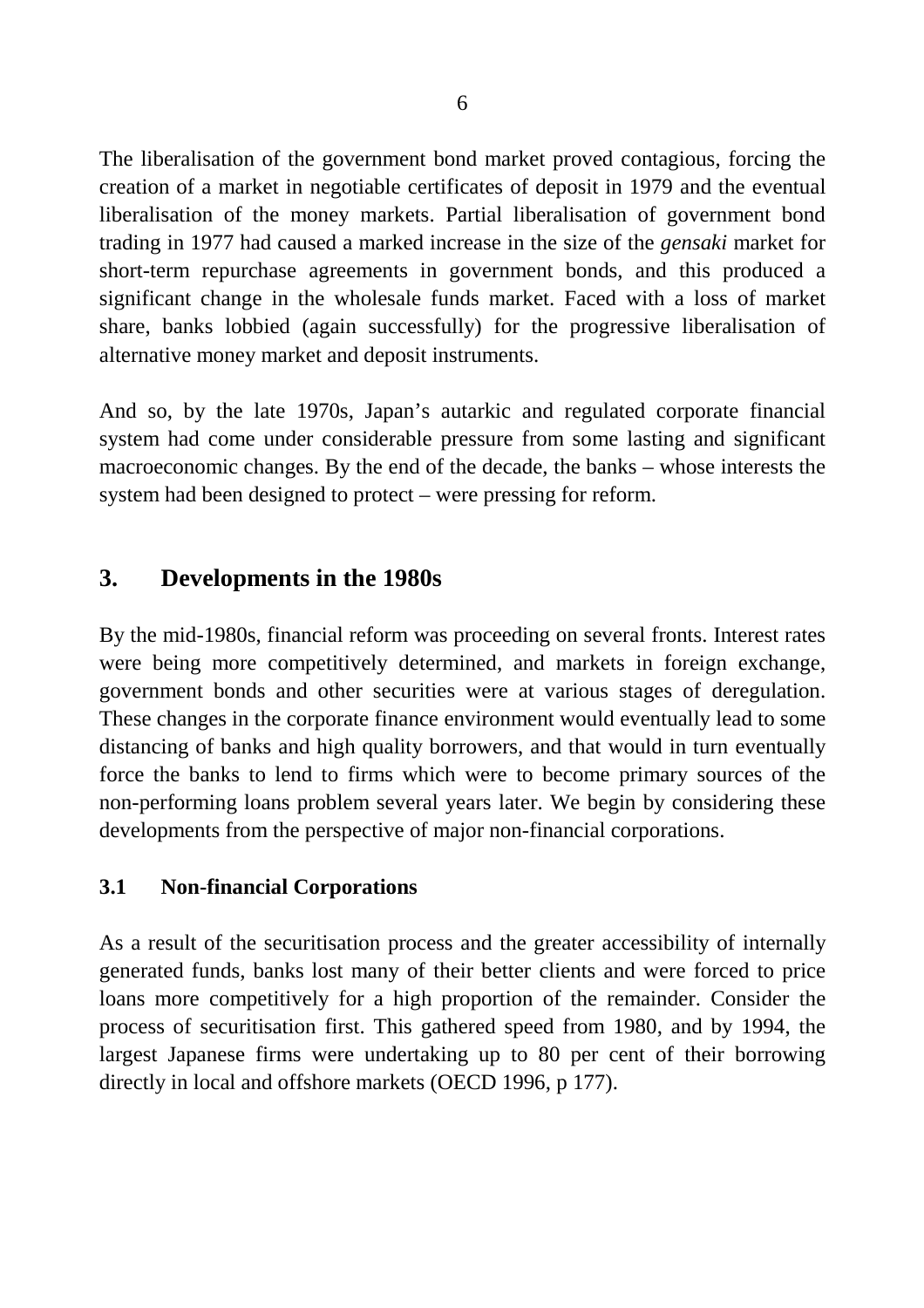The liberalisation of the government bond market proved contagious, forcing the creation of a market in negotiable certificates of deposit in 1979 and the eventual liberalisation of the money markets. Partial liberalisation of government bond trading in 1977 had caused a marked increase in the size of the *gensaki* market for short-term repurchase agreements in government bonds, and this produced a significant change in the wholesale funds market. Faced with a loss of market share, banks lobbied (again successfully) for the progressive liberalisation of alternative money market and deposit instruments.

And so, by the late 1970s, Japan's autarkic and regulated corporate financial system had come under considerable pressure from some lasting and significant macroeconomic changes. By the end of the decade, the banks – whose interests the system had been designed to protect – were pressing for reform.

## 3. Developments in the 1980s

By the mid-1980s, financial reform was proceeding on several fronts. Interest rates were being more competitively determined, and markets in foreign exchange, government bonds and other securities were at various stages of deregulation. These changes in the corporate finance environment would eventually lead to some distancing of banks and high quality borrowers, and that would in turn eventually force the banks to lend to firms which were to become primary sources of the non-performing loans problem several years later. We begin by considering these developments from the perspective of major non-financial corporations.

### 3.1 Non-financial Corporations

As a result of the securitisation process and the greater accessibility of internally generated funds, banks lost many of their better clients and were forced to price loans more competitively for a high proportion of the remainder. Consider the process of securitisation first. This gathered speed from 1980, and by 1994, the largest Japanese firms were undertaking up to 80 per cent of their borrowing directly in local and offshore markets (OECD 1996, p 177).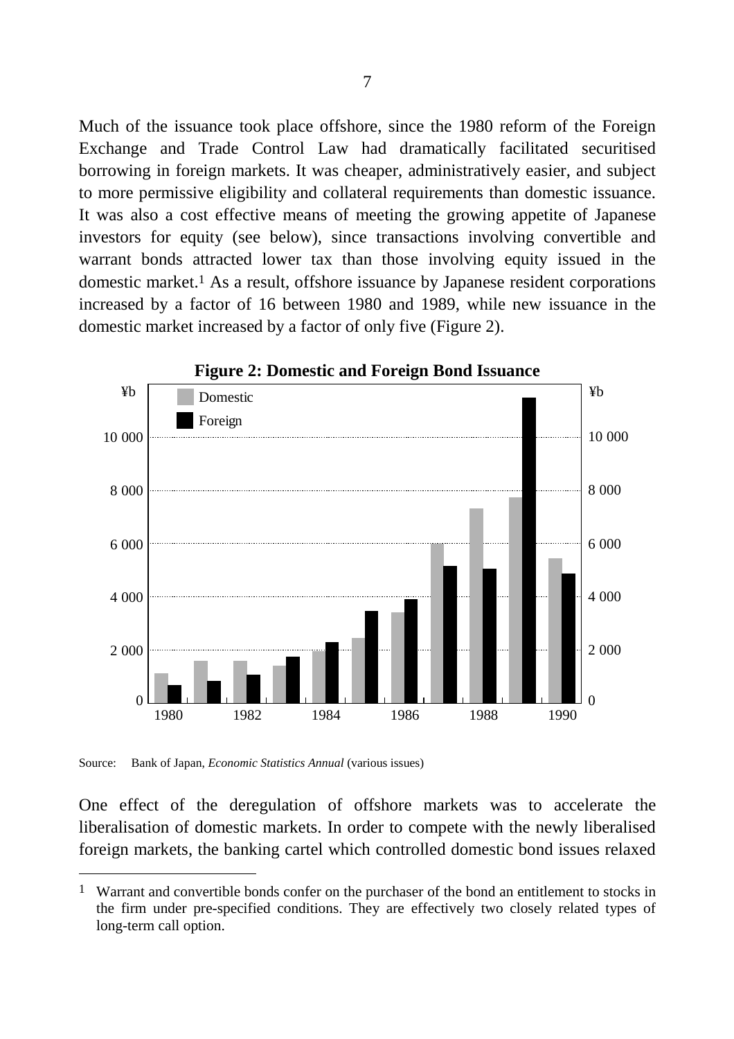Much of the issuance took place offshore, since the 1980 reform of the Foreign Exchange and Trade Control Law had dramatically facilitated securitised borrowing in foreign markets. It was cheaper, administratively easier, and subject to more permissive eligibility and collateral requirements than domestic issuance. It was also a cost effective means of meeting the growing appetite of Japanese investors for equity (see below), since transactions involving convertible and warrant bonds attracted lower tax than those involving equity issued in the domestic market.[1] As a result, offshore issuance by Japanese resident corporations increased by a factor of 16 between 1980 and 1989, while new issuance in the domestic market increased by a factor of only five (Figure 2).

**Figure 2: Domestic and Foreign Bond Issuance**

Source: Bank of Japan, *Economic Statistics Annual* (various issues)

One effect of the deregulation of offshore markets was to accelerate the liberalisation of domestic markets. In order to compete with the newly liberalised foreign markets, the banking cartel which controlled domestic bond issues relaxed

[1] Warrant and convertible bonds confer on the purchaser of the bond an entitlement to stocks in the firm under pre-specified conditions. They are effectively two closely related types of long-term call option.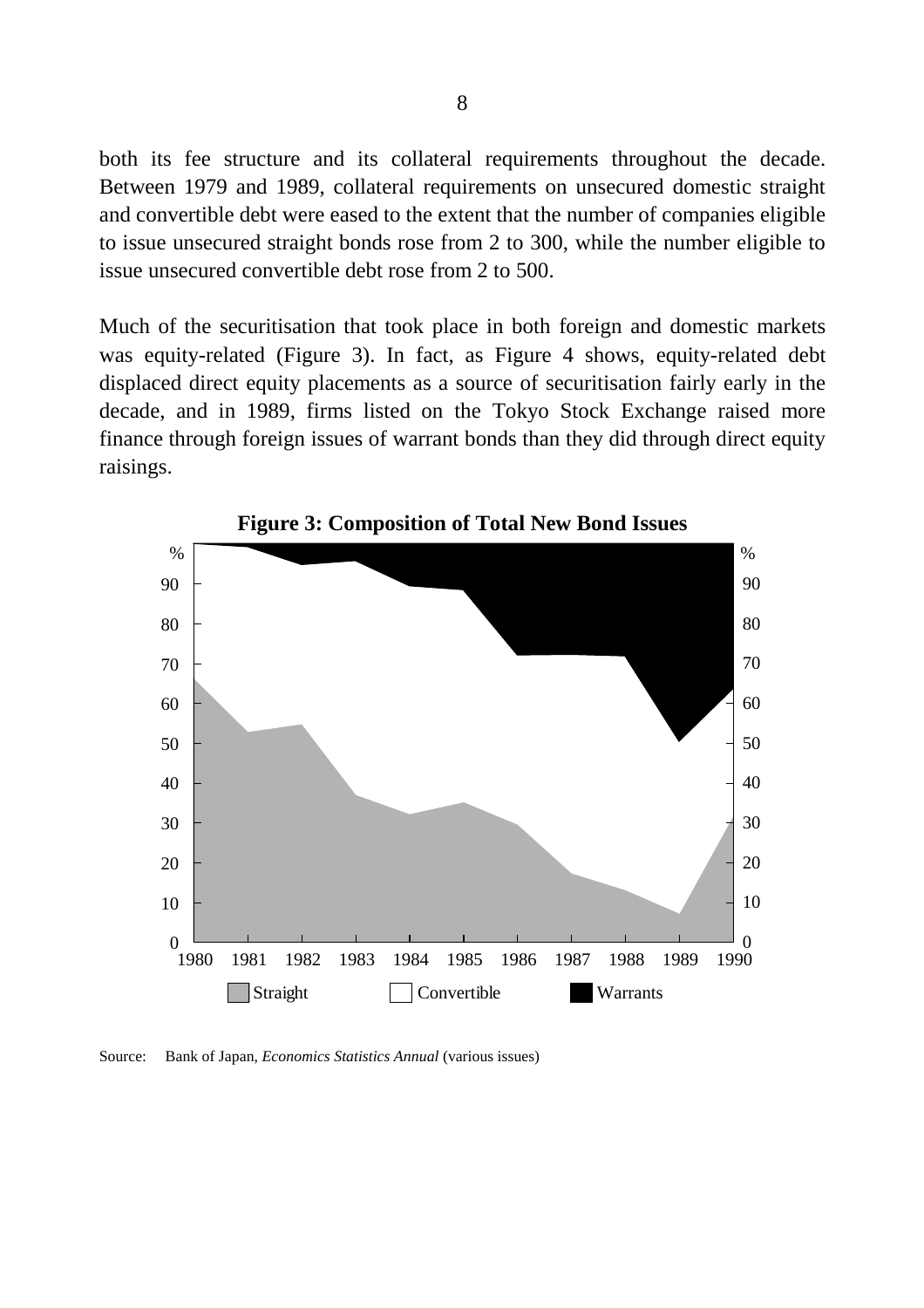both its fee structure and its collateral requirements throughout the decade. Between 1979 and 1989, collateral requirements on unsecured domestic straight and convertible debt were eased to the extent that the number of companies eligible to issue unsecured straight bonds rose from 2 to 300, while the number eligible to issue unsecured convertible debt rose from 2 to 500.

Much of the securitisation that took place in both foreign and domestic markets was equity-related (Figure 3). In fact, as Figure 4 shows, equity-related debt displaced direct equity placements as a source of securitisation fairly early in the decade, and in 1989, firms listed on the Tokyo Stock Exchange raised more finance through foreign issues of warrant bonds than they did through direct equity raisings.

**Figure 3: Composition of Total New Bond Issues**

Source: Bank of Japan, *Economics Statistics Annual* (various issues)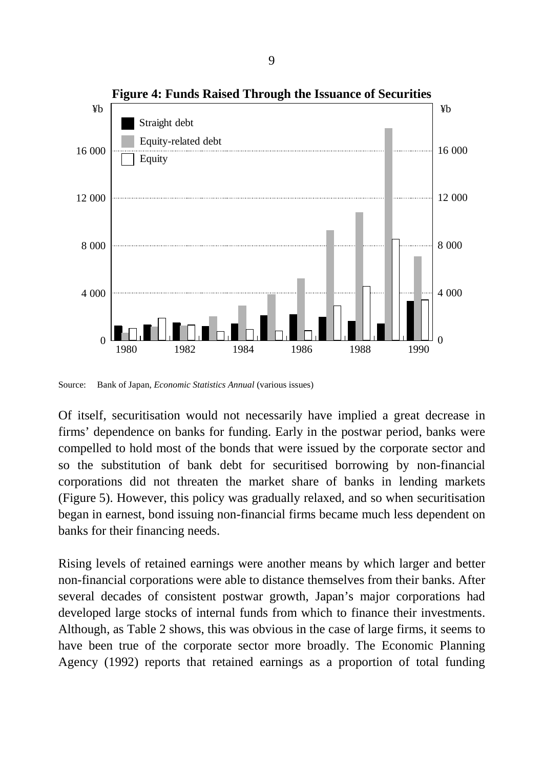**Figure 4: Funds Raised Through the Issuance of Securities**

Source: Bank of Japan, *Economic Statistics Annual* (various issues)

Of itself, securitisation would not necessarily have implied a great decrease in firms' dependence on banks for funding. Early in the postwar period, banks were compelled to hold most of the bonds that were issued by the corporate sector and so the substitution of bank debt for securitised borrowing by non-financial corporations did not threaten the market share of banks in lending markets (Figure 5). However, this policy was gradually relaxed, and so when securitisation began in earnest, bond issuing non-financial firms became much less dependent on banks for their financing needs.

Rising levels of retained earnings were another means by which larger and better non-financial corporations were able to distance themselves from their banks. After several decades of consistent postwar growth, Japan's major corporations had developed large stocks of internal funds from which to finance their investments. Although, as Table 2 shows, this was obvious in the case of large firms, it seems to have been true of the corporate sector more broadly. The Economic Planning Agency (1992) reports that retained earnings as a proportion of total funding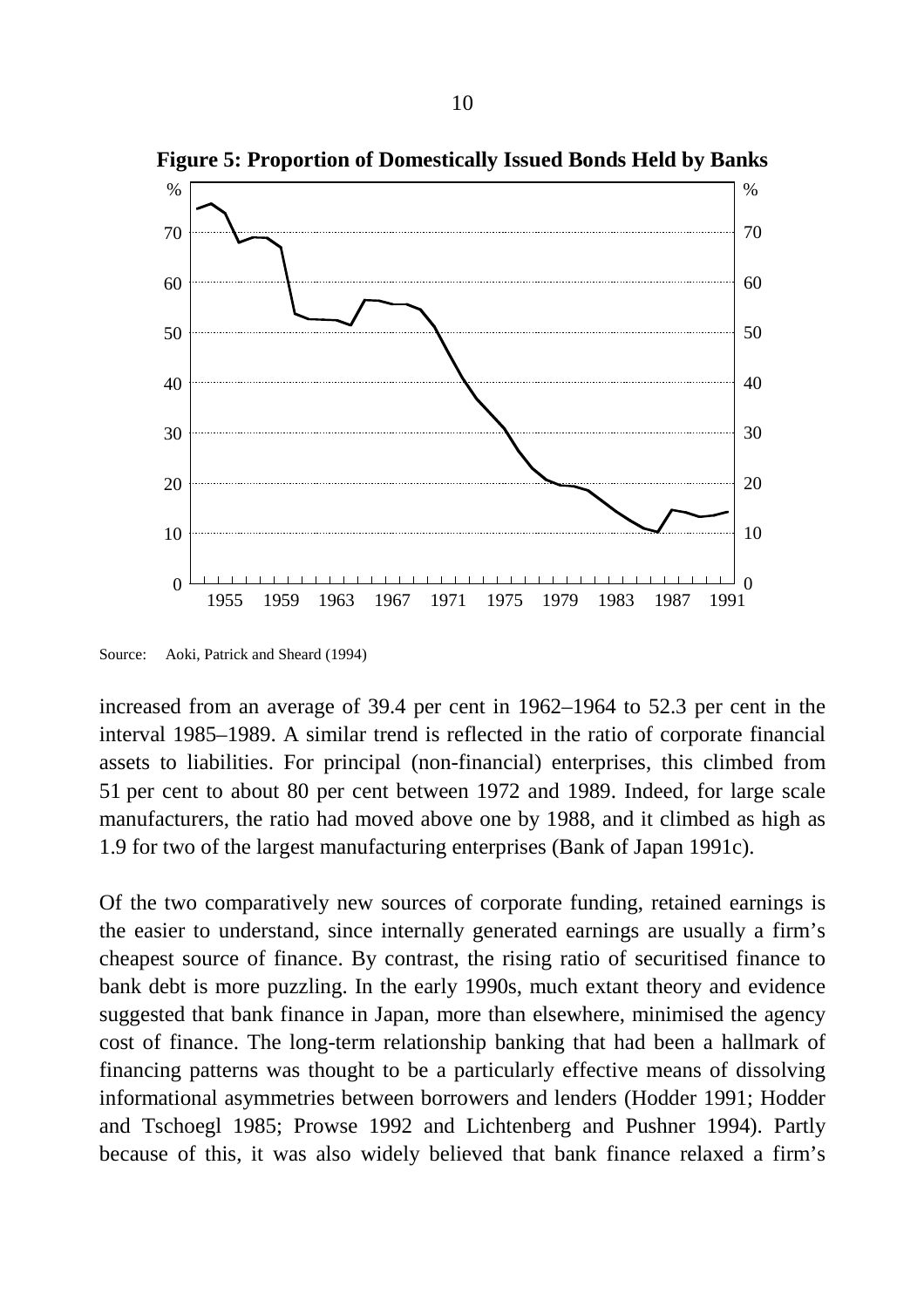**Figure 5: Proportion of Domestically Issued Bonds Held by Banks**

Source: Aoki, Patrick and Sheard (1994)

increased from an average of 39.4 per cent in 1962–1964 to 52.3 per cent in the interval 1985–1989. A similar trend is reflected in the ratio of corporate financial assets to liabilities. For principal (non-financial) enterprises, this climbed from 51 per cent to about 80 per cent between 1972 and 1989. Indeed, for large scale manufacturers, the ratio had moved above one by 1988, and it climbed as high as 1.9 for two of the largest manufacturing enterprises (Bank of Japan 1991c).

Of the two comparatively new sources of corporate funding, retained earnings is the easier to understand, since internally generated earnings are usually a firm's cheapest source of finance. By contrast, the rising ratio of securitised finance to bank debt is more puzzling. In the early 1990s, much extant theory and evidence suggested that bank finance in Japan, more than elsewhere, minimised the agency cost of finance. The long-term relationship banking that had been a hallmark of financing patterns was thought to be a particularly effective means of dissolving informational asymmetries between borrowers and lenders (Hodder 1991; Hodder and Tschoegl 1985; Prowse 1992 and Lichtenberg and Pushner 1994). Partly because of this, it was also widely believed that bank finance relaxed a firm's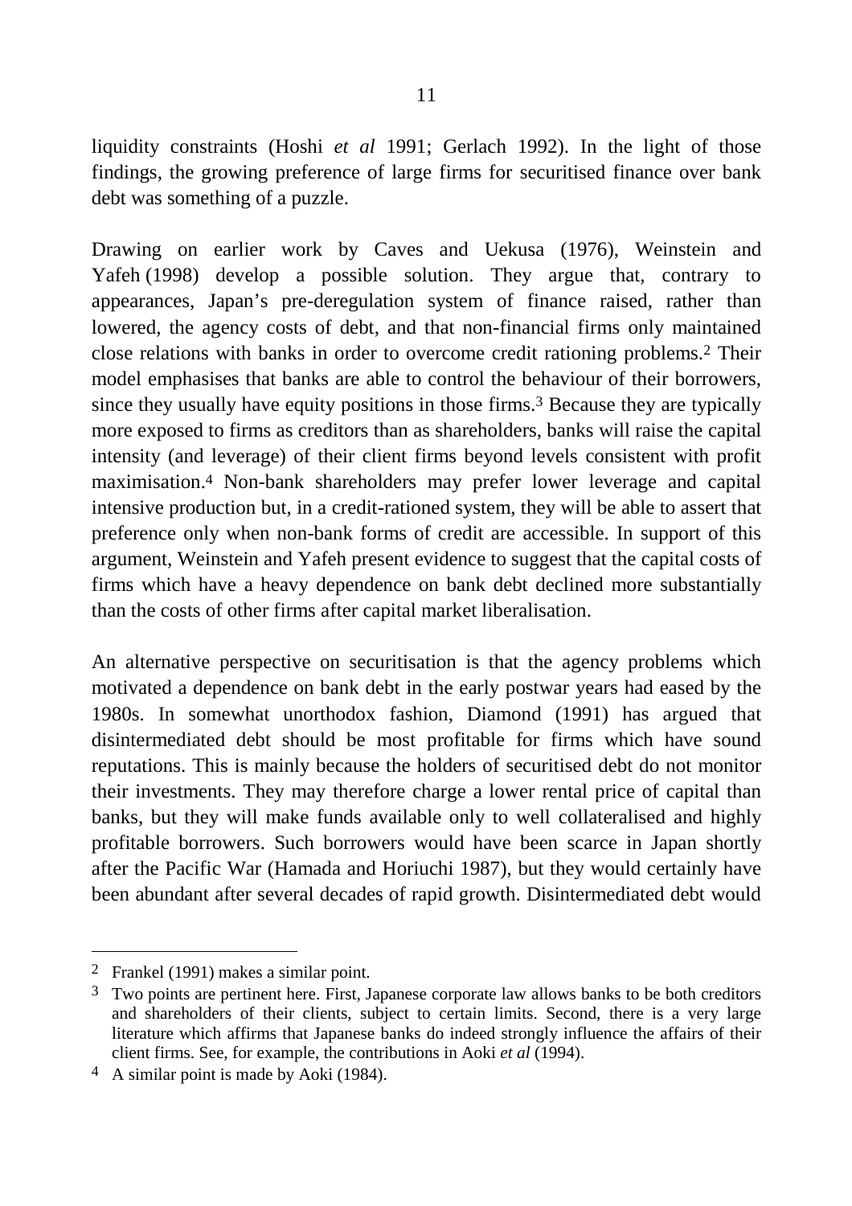liquidity constraints (Hoshi *et al* 1991; Gerlach 1992). In the light of those findings, the growing preference of large firms for securitised finance over bank debt was something of a puzzle.

Drawing on earlier work by Caves and Uekusa (1976), Weinstein and Yafeh (1998) develop a possible solution. They argue that, contrary to appearances, Japan's pre-deregulation system of finance raised, rather than lowered, the agency costs of debt, and that non-financial firms only maintained close relations with banks in order to overcome credit rationing problems.[2] Their model emphasises that banks are able to control the behaviour of their borrowers, since they usually have equity positions in those firms.[3] Because they are typically more exposed to firms as creditors than as shareholders, banks will raise the capital intensity (and leverage) of their client firms beyond levels consistent with profit maximisation.[4] Non-bank shareholders may prefer lower leverage and capital intensive production but, in a credit-rationed system, they will be able to assert that preference only when non-bank forms of credit are accessible. In support of this argument, Weinstein and Yafeh present evidence to suggest that the capital costs of firms which have a heavy dependence on bank debt declined more substantially than the costs of other firms after capital market liberalisation.

An alternative perspective on securitisation is that the agency problems which motivated a dependence on bank debt in the early postwar years had eased by the 1980s. In somewhat unorthodox fashion, Diamond (1991) has argued that disintermediated debt should be most profitable for firms which have sound reputations. This is mainly because the holders of securitised debt do not monitor their investments. They may therefore charge a lower rental price of capital than banks, but they will make funds available only to well collateralised and highly profitable borrowers. Such borrowers would have been scarce in Japan shortly after the Pacific War (Hamada and Horiuchi 1987), but they would certainly have been abundant after several decades of rapid growth. Disintermediated debt would

---

[2] Frankel (1991) makes a similar point.

[3] Two points are pertinent here. First, Japanese corporate law allows banks to be both creditors and shareholders of their clients, subject to certain limits. Second, there is a very large literature which affirms that Japanese banks do indeed strongly influence the affairs of their client firms. See, for example, the contributions in Aoki *et al* (1994).

[4] A similar point is made by Aoki (1984).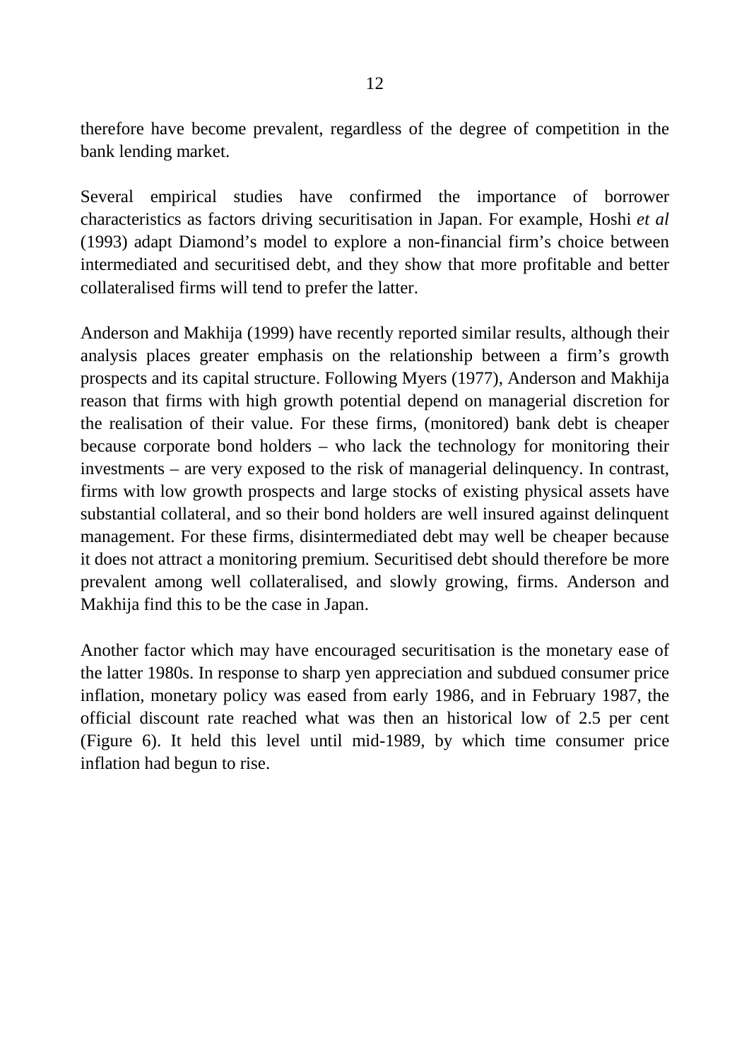therefore have become prevalent, regardless of the degree of competition in the bank lending market.

Several empirical studies have confirmed the importance of borrower characteristics as factors driving securitisation in Japan. For example, Hoshi *et al* (1993) adapt Diamond's model to explore a non-financial firm's choice between intermediated and securitised debt, and they show that more profitable and better collateralised firms will tend to prefer the latter.

Anderson and Makhija (1999) have recently reported similar results, although their analysis places greater emphasis on the relationship between a firm's growth prospects and its capital structure. Following Myers (1977), Anderson and Makhija reason that firms with high growth potential depend on managerial discretion for the realisation of their value. For these firms, (monitored) bank debt is cheaper because corporate bond holders – who lack the technology for monitoring their investments – are very exposed to the risk of managerial delinquency. In contrast, firms with low growth prospects and large stocks of existing physical assets have substantial collateral, and so their bond holders are well insured against delinquent management. For these firms, disintermediated debt may well be cheaper because it does not attract a monitoring premium. Securitised debt should therefore be more prevalent among well collateralised, and slowly growing, firms. Anderson and Makhija find this to be the case in Japan.

Another factor which may have encouraged securitisation is the monetary ease of the latter 1980s. In response to sharp yen appreciation and subdued consumer price inflation, monetary policy was eased from early 1986, and in February 1987, the official discount rate reached what was then an historical low of 2.5 per cent (Figure 6). It held this level until mid-1989, by which time consumer price inflation had begun to rise.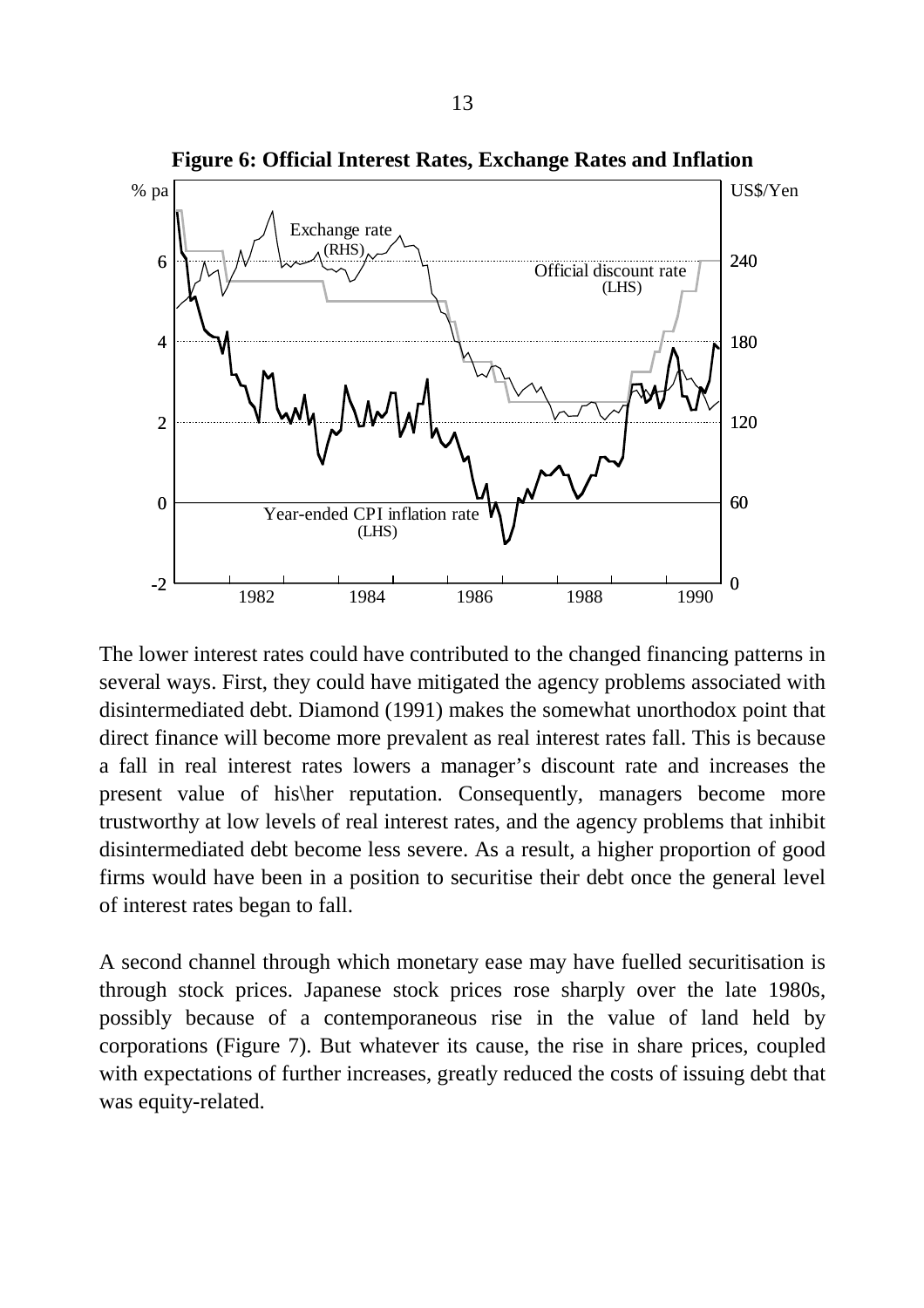**Figure 6: Official Interest Rates, Exchange Rates and Inflation**

The lower interest rates could have contributed to the changed financing patterns in several ways. First, they could have mitigated the agency problems associated with disintermediated debt. Diamond (1991) makes the somewhat unorthodox point that direct finance will become more prevalent as real interest rates fall. This is because a fall in real interest rates lowers a manager's discount rate and increases the present value of his\her reputation. Consequently, managers become more trustworthy at low levels of real interest rates, and the agency problems that inhibit disintermediated debt become less severe. As a result, a higher proportion of good firms would have been in a position to securitise their debt once the general level of interest rates began to fall.

A second channel through which monetary ease may have fuelled securitisation is through stock prices. Japanese stock prices rose sharply over the late 1980s, possibly because of a contemporaneous rise in the value of land held by corporations (Figure 7). But whatever its cause, the rise in share prices, coupled with expectations of further increases, greatly reduced the costs of issuing debt that was equity-related.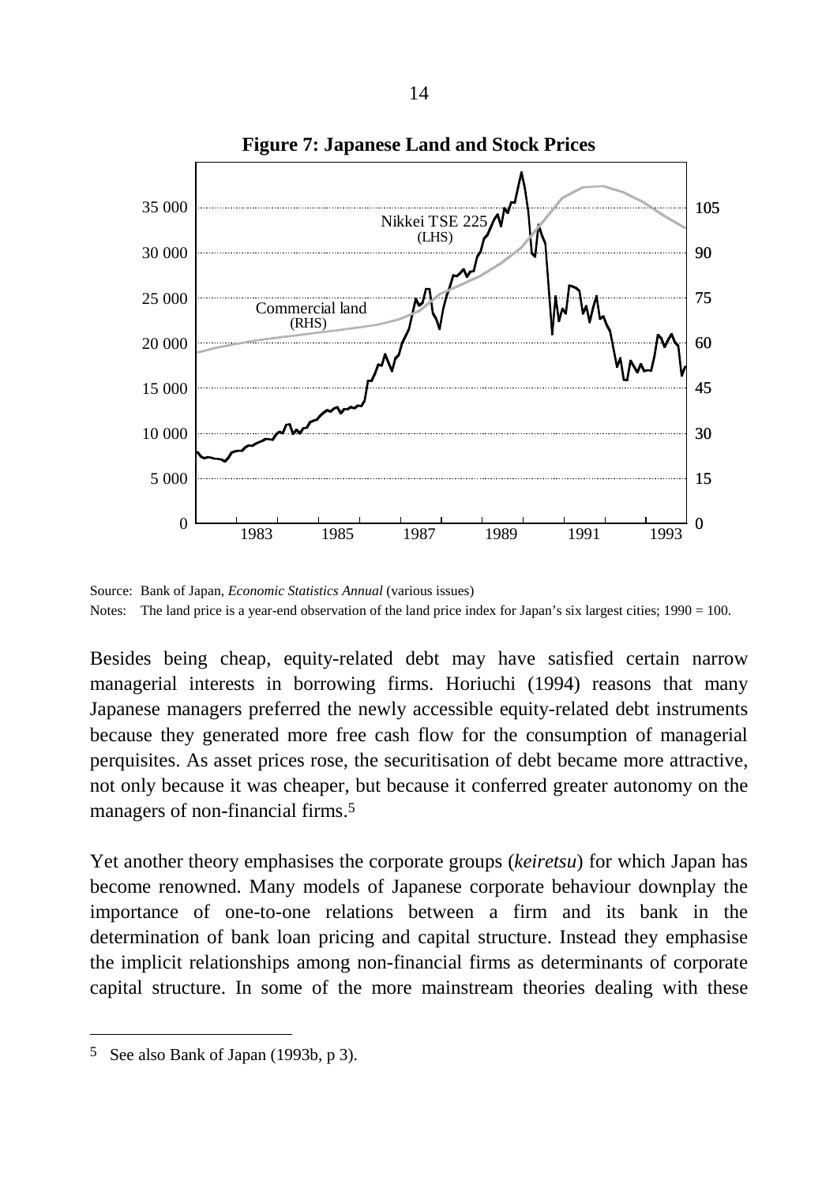**Figure 7: Japanese Land and Stock Prices**

Source: Bank of Japan, *Economic Statistics Annual* (various issues)

Notes: The land price is a year-end observation of the land price index for Japan's six largest cities; 1990 = 100.

Besides being cheap, equity-related debt may have satisfied certain narrow managerial interests in borrowing firms. Horiuchi (1994) reasons that many Japanese managers preferred the newly accessible equity-related debt instruments because they generated more free cash flow for the consumption of managerial perquisites. As asset prices rose, the securitisation of debt became more attractive, not only because it was cheaper, but because it conferred greater autonomy on the managers of non-financial firms.[5]

Yet another theory emphasises the corporate groups (*keiretsu*) for which Japan has become renowned. Many models of Japanese corporate behaviour downplay the importance of one-to-one relations between a firm and its bank in the determination of bank loan pricing and capital structure. Instead they emphasise the implicit relationships among non-financial firms as determinants of corporate capital structure. In some of the more mainstream theories dealing with these

[5] See also Bank of Japan (1993b, p 3).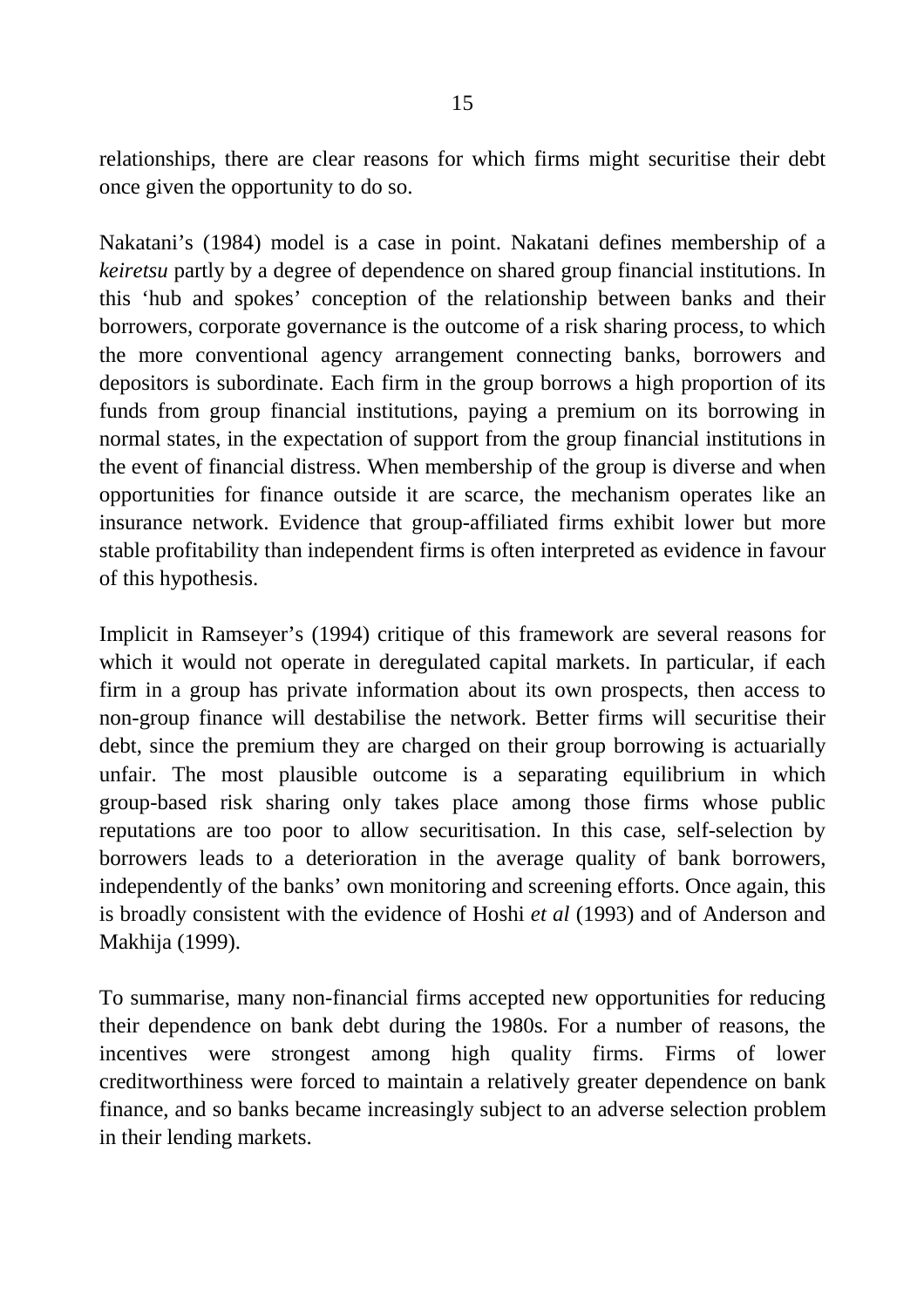relationships, there are clear reasons for which firms might securitise their debt once given the opportunity to do so.

Nakatani's (1984) model is a case in point. Nakatani defines membership of a *keiretsu* partly by a degree of dependence on shared group financial institutions. In this 'hub and spokes' conception of the relationship between banks and their borrowers, corporate governance is the outcome of a risk sharing process, to which the more conventional agency arrangement connecting banks, borrowers and depositors is subordinate. Each firm in the group borrows a high proportion of its funds from group financial institutions, paying a premium on its borrowing in normal states, in the expectation of support from the group financial institutions in the event of financial distress. When membership of the group is diverse and when opportunities for finance outside it are scarce, the mechanism operates like an insurance network. Evidence that group-affiliated firms exhibit lower but more stable profitability than independent firms is often interpreted as evidence in favour of this hypothesis.

Implicit in Ramseyer's (1994) critique of this framework are several reasons for which it would not operate in deregulated capital markets. In particular, if each firm in a group has private information about its own prospects, then access to non-group finance will destabilise the network. Better firms will securitise their debt, since the premium they are charged on their group borrowing is actuarially unfair. The most plausible outcome is a separating equilibrium in which group-based risk sharing only takes place among those firms whose public reputations are too poor to allow securitisation. In this case, self-selection by borrowers leads to a deterioration in the average quality of bank borrowers, independently of the banks' own monitoring and screening efforts. Once again, this is broadly consistent with the evidence of Hoshi *et al* (1993) and of Anderson and Makhija (1999).

To summarise, many non-financial firms accepted new opportunities for reducing their dependence on bank debt during the 1980s. For a number of reasons, the incentives were strongest among high quality firms. Firms of lower creditworthiness were forced to maintain a relatively greater dependence on bank finance, and so banks became increasingly subject to an adverse selection problem in their lending markets.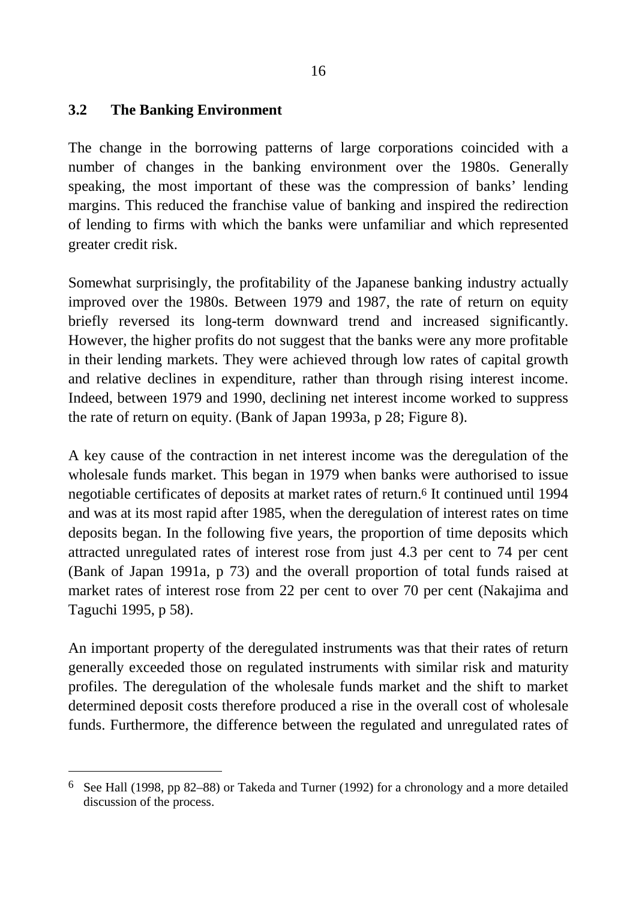### 3.2 The Banking Environment

The change in the borrowing patterns of large corporations coincided with a number of changes in the banking environment over the 1980s. Generally speaking, the most important of these was the compression of banks' lending margins. This reduced the franchise value of banking and inspired the redirection of lending to firms with which the banks were unfamiliar and which represented greater credit risk.

Somewhat surprisingly, the profitability of the Japanese banking industry actually improved over the 1980s. Between 1979 and 1987, the rate of return on equity briefly reversed its long-term downward trend and increased significantly. However, the higher profits do not suggest that the banks were any more profitable in their lending markets. They were achieved through low rates of capital growth and relative declines in expenditure, rather than through rising interest income. Indeed, between 1979 and 1990, declining net interest income worked to suppress the rate of return on equity. (Bank of Japan 1993a, p 28; Figure 8).

A key cause of the contraction in net interest income was the deregulation of the wholesale funds market. This began in 1979 when banks were authorised to issue negotiable certificates of deposits at market rates of return.[6] It continued until 1994 and was at its most rapid after 1985, when the deregulation of interest rates on time deposits began. In the following five years, the proportion of time deposits which attracted unregulated rates of interest rose from just 4.3 per cent to 74 per cent (Bank of Japan 1991a, p 73) and the overall proportion of total funds raised at market rates of interest rose from 22 per cent to over 70 per cent (Nakajima and Taguchi 1995, p 58).

An important property of the deregulated instruments was that their rates of return generally exceeded those on regulated instruments with similar risk and maturity profiles. The deregulation of the wholesale funds market and the shift to market determined deposit costs therefore produced a rise in the overall cost of wholesale funds. Furthermore, the difference between the regulated and unregulated rates of

[6] See Hall (1998, pp 82–88) or Takeda and Turner (1992) for a chronology and a more detailed discussion of the process.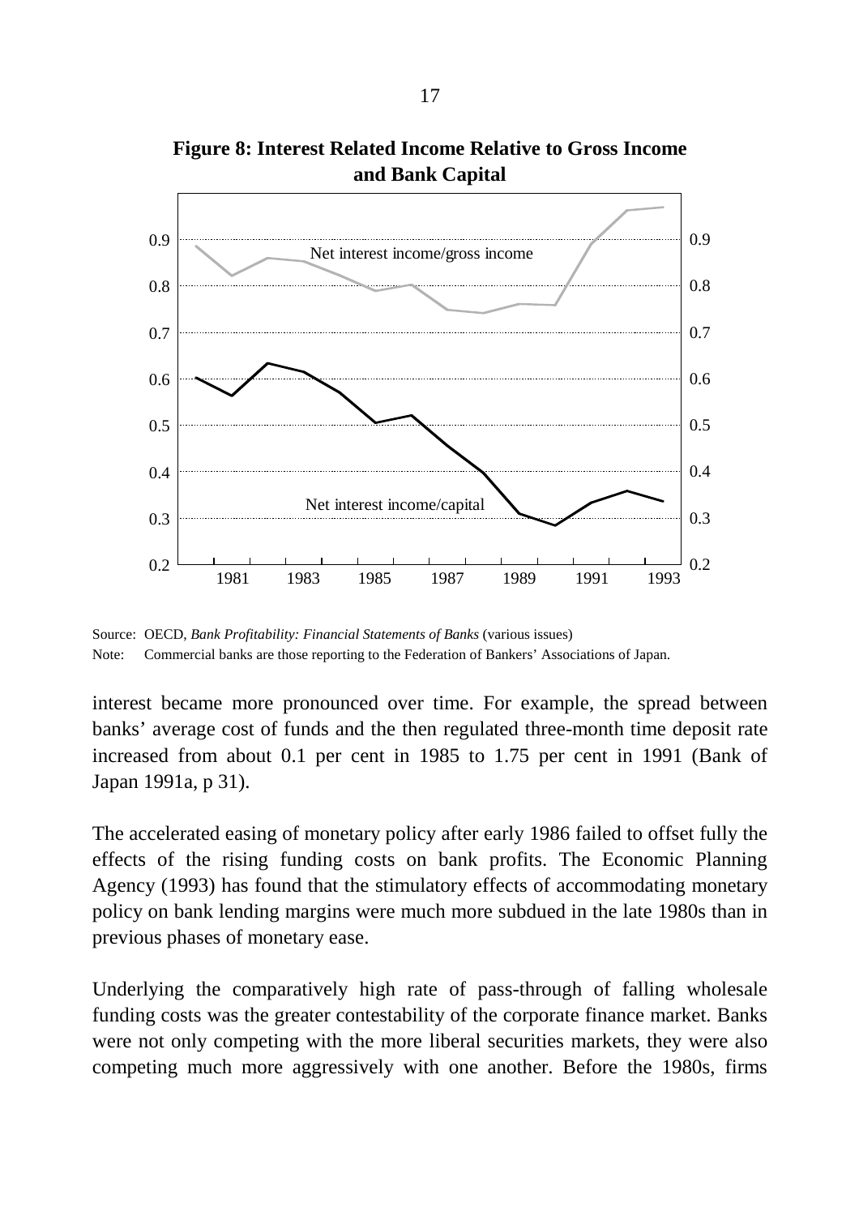**Figure 8: Interest Related Income Relative to Gross Income and Bank Capital**

Source: OECD, *Bank Profitability: Financial Statements of Banks* (various issues)

Note: Commercial banks are those reporting to the Federation of Bankers' Associations of Japan.

interest became more pronounced over time. For example, the spread between banks' average cost of funds and the then regulated three-month time deposit rate increased from about 0.1 per cent in 1985 to 1.75 per cent in 1991 (Bank of Japan 1991a, p 31).

The accelerated easing of monetary policy after early 1986 failed to offset fully the effects of the rising funding costs on bank profits. The Economic Planning Agency (1993) has found that the stimulatory effects of accommodating monetary policy on bank lending margins were much more subdued in the late 1980s than in previous phases of monetary ease.

Underlying the comparatively high rate of pass-through of falling wholesale funding costs was the greater contestability of the corporate finance market. Banks were not only competing with the more liberal securities markets, they were also competing much more aggressively with one another. Before the 1980s, firms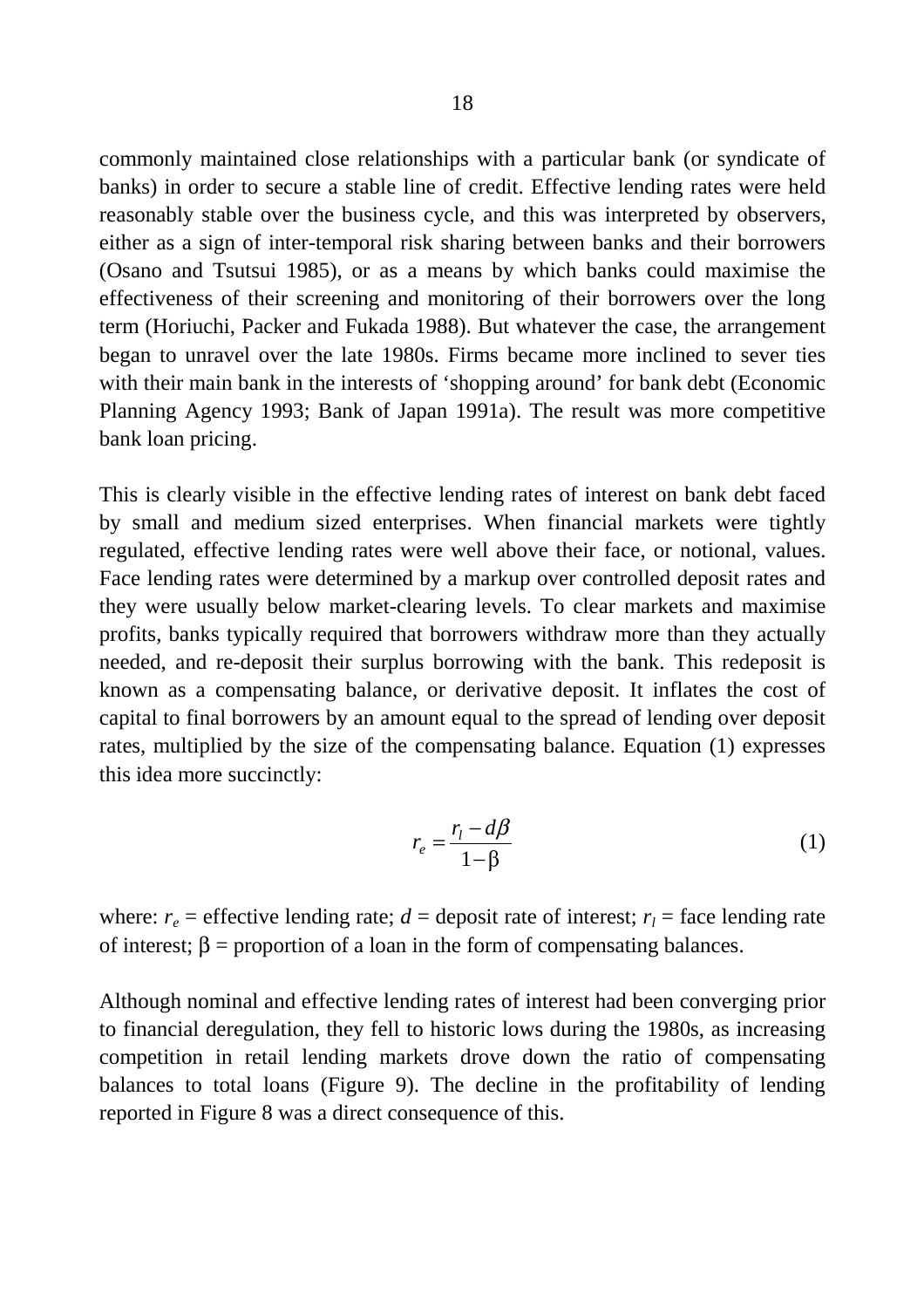commonly maintained close relationships with a particular bank (or syndicate of banks) in order to secure a stable line of credit. Effective lending rates were held reasonably stable over the business cycle, and this was interpreted by observers, either as a sign of inter-temporal risk sharing between banks and their borrowers (Osano and Tsutsui 1985), or as a means by which banks could maximise the effectiveness of their screening and monitoring of their borrowers over the long term (Horiuchi, Packer and Fukada 1988). But whatever the case, the arrangement began to unravel over the late 1980s. Firms became more inclined to sever ties with their main bank in the interests of 'shopping around' for bank debt (Economic Planning Agency 1993; Bank of Japan 1991a). The result was more competitive bank loan pricing.

This is clearly visible in the effective lending rates of interest on bank debt faced by small and medium sized enterprises. When financial markets were tightly regulated, effective lending rates were well above their face, or notional, values. Face lending rates were determined by a markup over controlled deposit rates and they were usually below market-clearing levels. To clear markets and maximise profits, banks typically required that borrowers withdraw more than they actually needed, and re-deposit their surplus borrowing with the bank. This redeposit is known as a compensating balance, or derivative deposit. It inflates the cost of capital to final borrowers by an amount equal to the spread of lending over deposit rates, multiplied by the size of the compensating balance. Equation (1) expresses this idea more succinctly:

$$r_e = \frac{r_l - d\beta}{1-\beta} \tag{1}$$

where: $r_e$ = effective lending rate; $d$ = deposit rate of interest; $r_l$ = face lending rate of interest; $\beta$ = proportion of a loan in the form of compensating balances.

Although nominal and effective lending rates of interest had been converging prior to financial deregulation, they fell to historic lows during the 1980s, as increasing competition in retail lending markets drove down the ratio of compensating balances to total loans (Figure 9). The decline in the profitability of lending reported in Figure 8 was a direct consequence of this.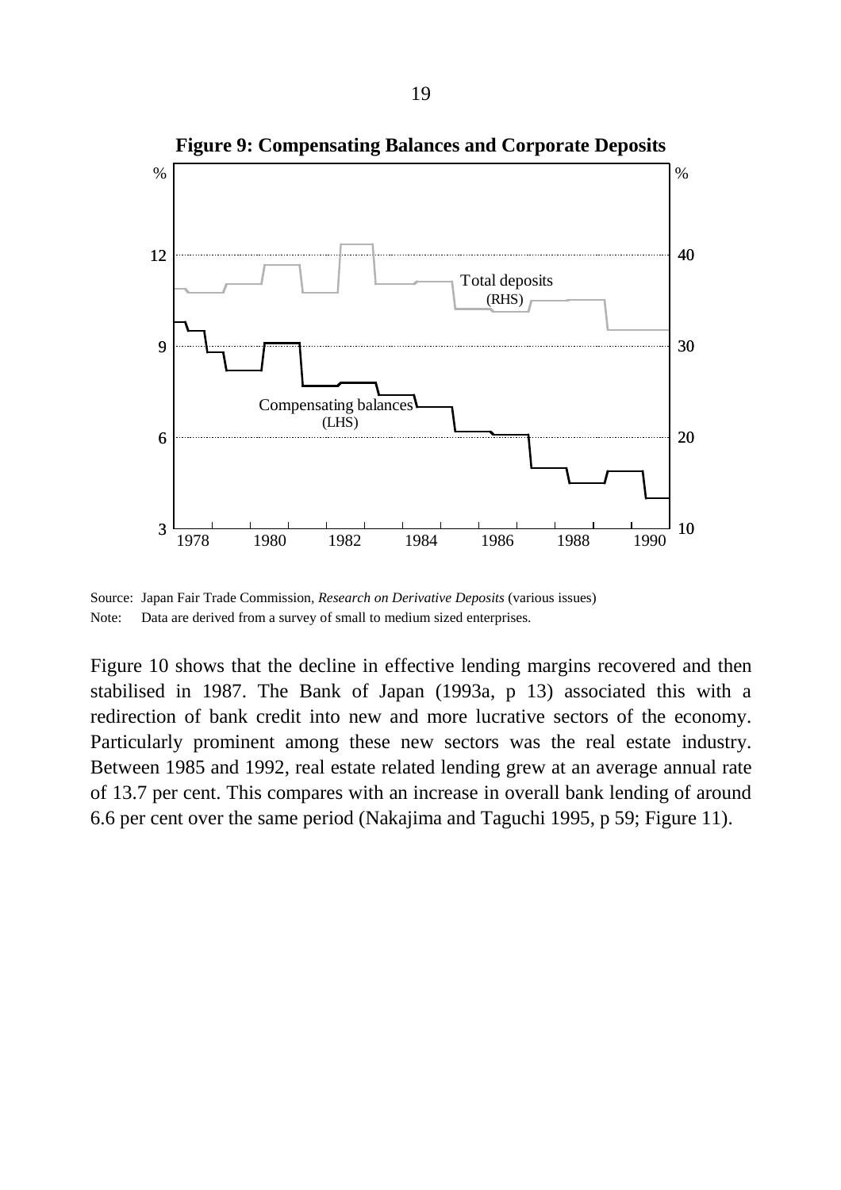**Figure 9: Compensating Balances and Corporate Deposits**

Source: Japan Fair Trade Commission, *Research on Derivative Deposits* (various issues)

Note: Data are derived from a survey of small to medium sized enterprises.

Figure 10 shows that the decline in effective lending margins recovered and then stabilised in 1987. The Bank of Japan (1993a, p 13) associated this with a redirection of bank credit into new and more lucrative sectors of the economy. Particularly prominent among these new sectors was the real estate industry. Between 1985 and 1992, real estate related lending grew at an average annual rate of 13.7 per cent. This compares with an increase in overall bank lending of around 6.6 per cent over the same period (Nakajima and Taguchi 1995, p 59; Figure 11).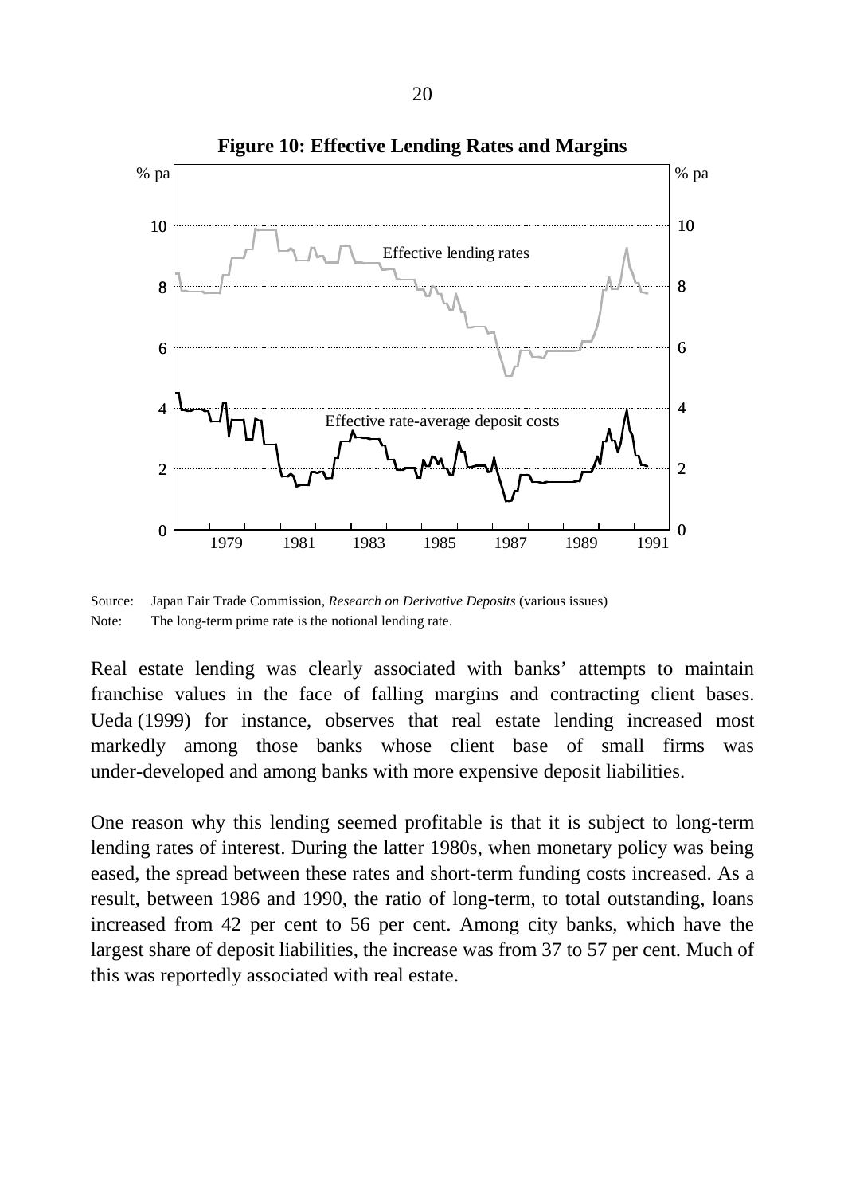**Figure 10: Effective Lending Rates and Margins**

Source: Japan Fair Trade Commission, *Research on Derivative Deposits* (various issues)

Note: The long-term prime rate is the notional lending rate.

Real estate lending was clearly associated with banks' attempts to maintain franchise values in the face of falling margins and contracting client bases. Ueda (1999) for instance, observes that real estate lending increased most markedly among those banks whose client base of small firms was under-developed and among banks with more expensive deposit liabilities.

One reason why this lending seemed profitable is that it is subject to long-term lending rates of interest. During the latter 1980s, when monetary policy was being eased, the spread between these rates and short-term funding costs increased. As a result, between 1986 and 1990, the ratio of long-term, to total outstanding, loans increased from 42 per cent to 56 per cent. Among city banks, which have the largest share of deposit liabilities, the increase was from 37 to 57 per cent. Much of this was reportedly associated with real estate.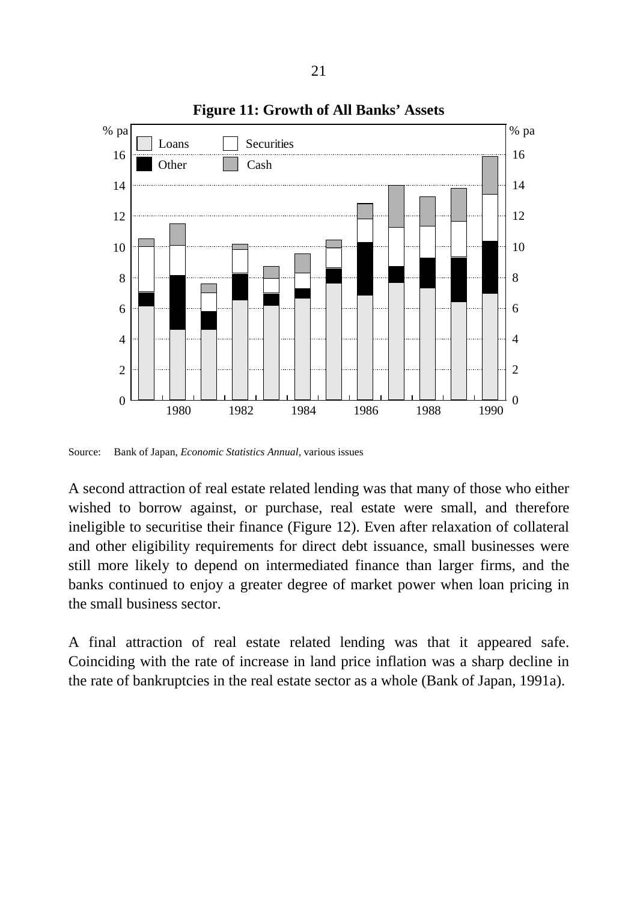**Figure 11: Growth of All Banks' Assets**

Source: Bank of Japan, *Economic Statistics Annual*, various issues

A second attraction of real estate related lending was that many of those who either wished to borrow against, or purchase, real estate were small, and therefore ineligible to securitise their finance (Figure 12). Even after relaxation of collateral and other eligibility requirements for direct debt issuance, small businesses were still more likely to depend on intermediated finance than larger firms, and the banks continued to enjoy a greater degree of market power when loan pricing in the small business sector.

A final attraction of real estate related lending was that it appeared safe. Coinciding with the rate of increase in land price inflation was a sharp decline in the rate of bankruptcies in the real estate sector as a whole (Bank of Japan, 1991a).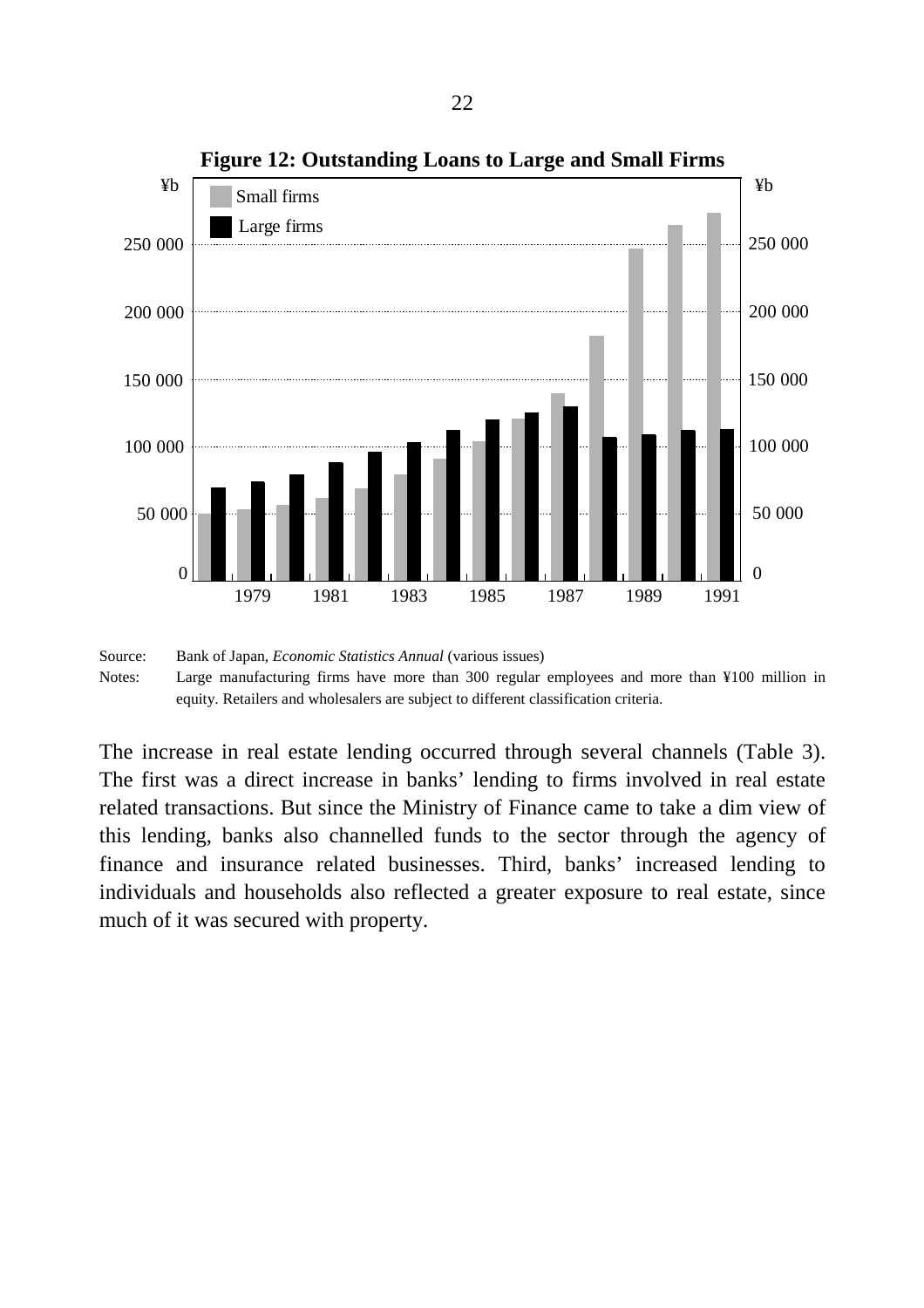**Figure 12: Outstanding Loans to Large and Small Firms**

Source: Bank of Japan, *Economic Statistics Annual* (various issues)

Notes: Large manufacturing firms have more than 300 regular employees and more than ¥100 million in equity. Retailers and wholesalers are subject to different classification criteria.

The increase in real estate lending occurred through several channels (Table 3). The first was a direct increase in banks' lending to firms involved in real estate related transactions. But since the Ministry of Finance came to take a dim view of this lending, banks also channelled funds to the sector through the agency of finance and insurance related businesses. Third, banks' increased lending to individuals and households also reflected a greater exposure to real estate, since much of it was secured with property.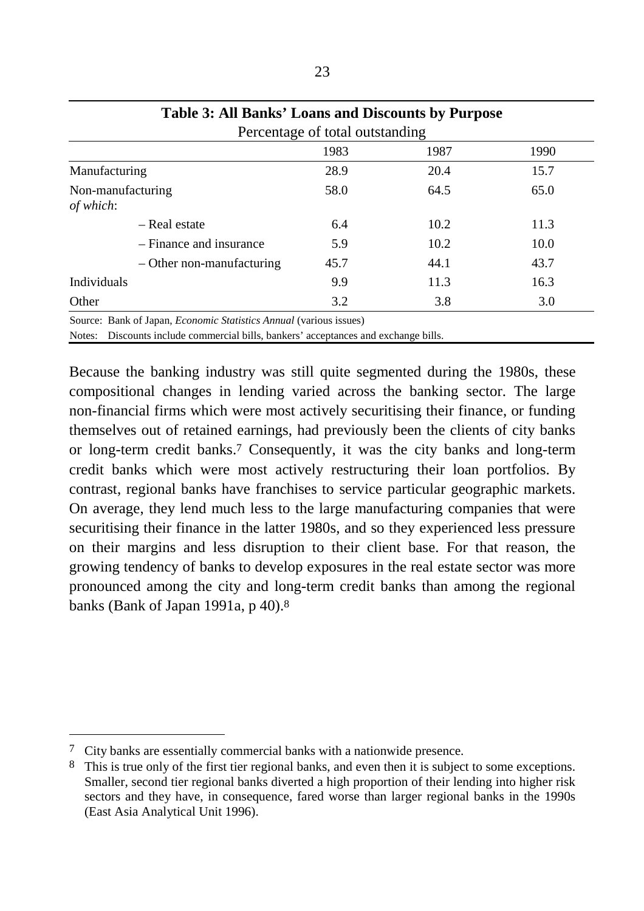**Table 3: All Banks' Loans and Discounts by Purpose**

Percentage of total outstanding

| | 1983 | 1987 | 1990 |
|---|---|---|---|
| Manufacturing | 28.9 | 20.4 | 15.7 |
| Non-manufacturing *of which*: | 58.0 | 64.5 | 65.0 |
| – Real estate | 6.4 | 10.2 | 11.3 |
| – Finance and insurance | 5.9 | 10.2 | 10.0 |
| – Other non-manufacturing | 45.7 | 44.1 | 43.7 |
| Individuals | 9.9 | 11.3 | 16.3 |
| Other | 3.2 | 3.8 | 3.0 |

Source: Bank of Japan, *Economic Statistics Annual* (various issues)

Notes: Discounts include commercial bills, bankers' acceptances and exchange bills.

Because the banking industry was still quite segmented during the 1980s, these compositional changes in lending varied across the banking sector. The large non-financial firms which were most actively securitising their finance, or funding themselves out of retained earnings, had previously been the clients of city banks or long-term credit banks.[7] Consequently, it was the city banks and long-term credit banks which were most actively restructuring their loan portfolios. By contrast, regional banks have franchises to service particular geographic markets. On average, they lend much less to the large manufacturing companies that were securitising their finance in the latter 1980s, and so they experienced less pressure on their margins and less disruption to their client base. For that reason, the growing tendency of banks to develop exposures in the real estate sector was more pronounced among the city and long-term credit banks than among the regional banks (Bank of Japan 1991a, p 40).[8]

---

[7] City banks are essentially commercial banks with a nationwide presence.

[8] This is true only of the first tier regional banks, and even then it is subject to some exceptions. Smaller, second tier regional banks diverted a high proportion of their lending into higher risk sectors and they have, in consequence, fared worse than larger regional banks in the 1990s (East Asia Analytical Unit 1996).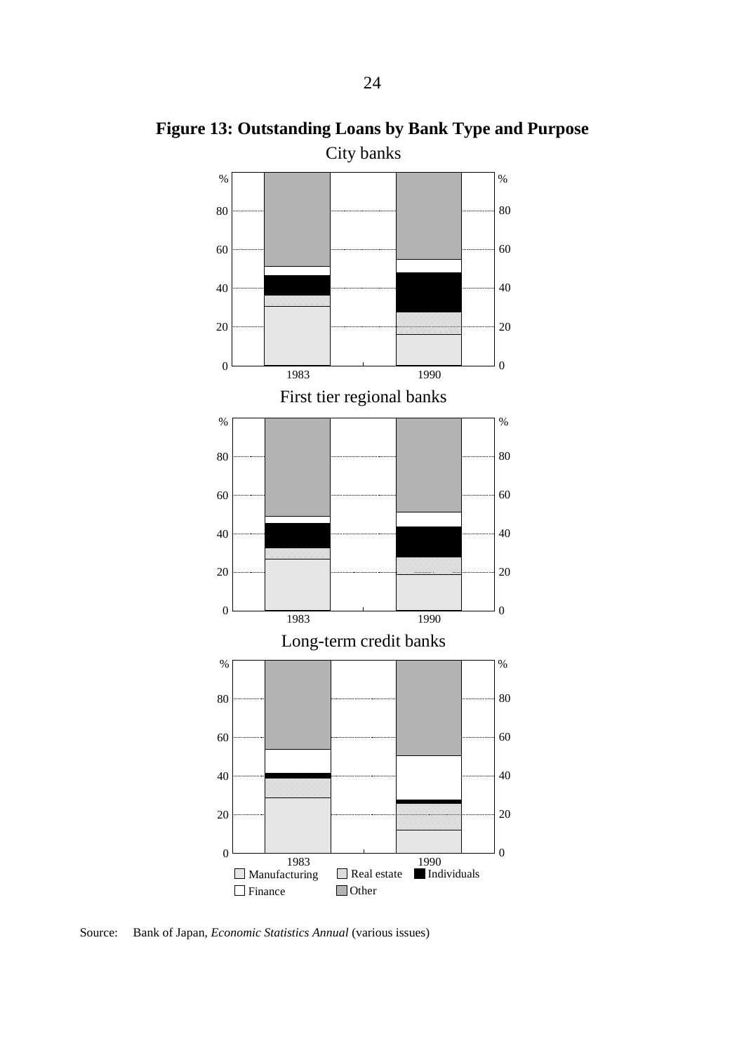**Figure 13: Outstanding Loans by Bank Type and Purpose**

City banks

First tier regional banks

Long-term credit banks

Manufacturing, Real estate, Individuals, Finance, Other

Source: Bank of Japan, *Economic Statistics Annual* (various issues)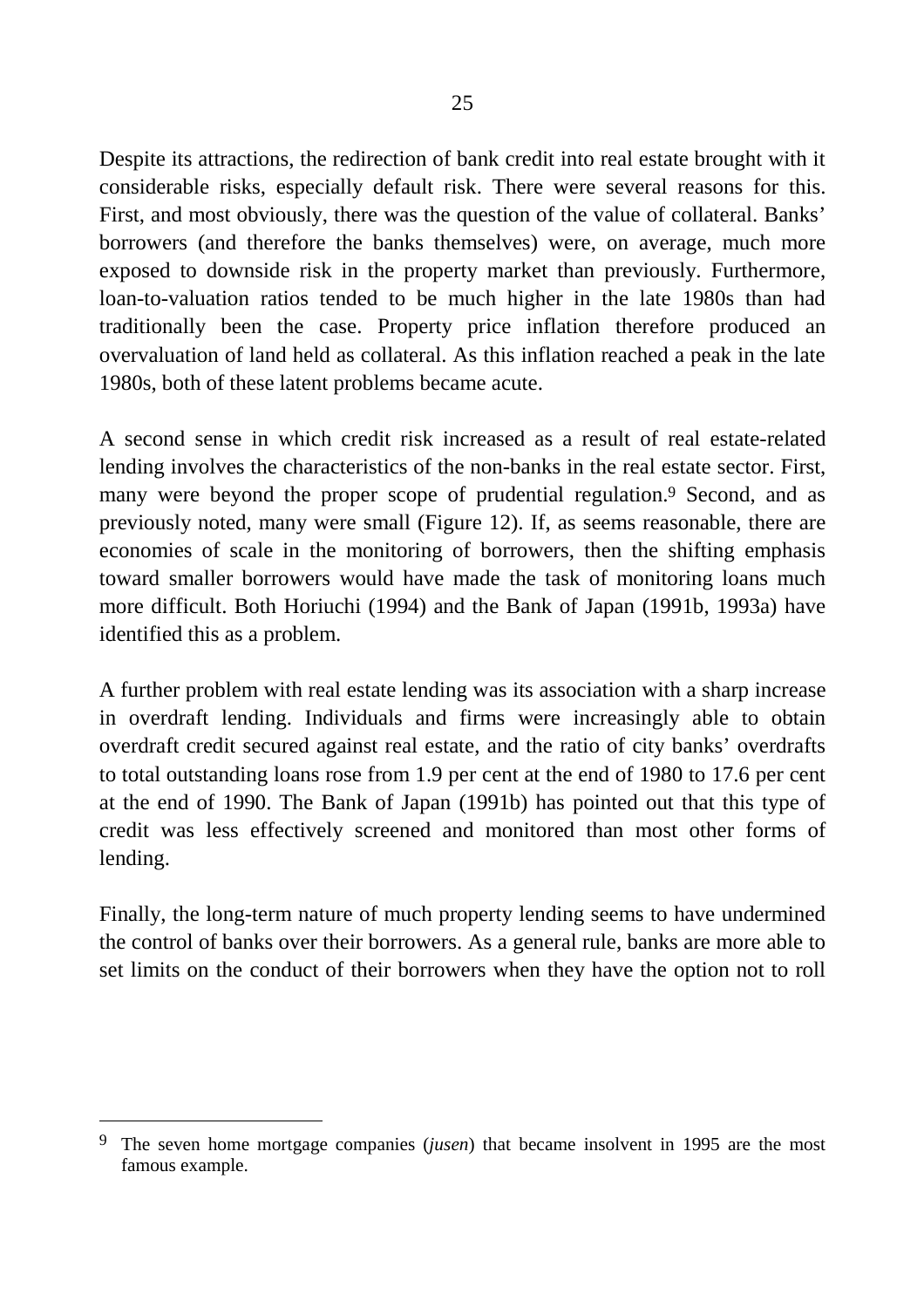Despite its attractions, the redirection of bank credit into real estate brought with it considerable risks, especially default risk. There were several reasons for this. First, and most obviously, there was the question of the value of collateral. Banks' borrowers (and therefore the banks themselves) were, on average, much more exposed to downside risk in the property market than previously. Furthermore, loan-to-valuation ratios tended to be much higher in the late 1980s than had traditionally been the case. Property price inflation therefore produced an overvaluation of land held as collateral. As this inflation reached a peak in the late 1980s, both of these latent problems became acute.

A second sense in which credit risk increased as a result of real estate-related lending involves the characteristics of the non-banks in the real estate sector. First, many were beyond the proper scope of prudential regulation.[9] Second, and as previously noted, many were small (Figure 12). If, as seems reasonable, there are economies of scale in the monitoring of borrowers, then the shifting emphasis toward smaller borrowers would have made the task of monitoring loans much more difficult. Both Horiuchi (1994) and the Bank of Japan (1991b, 1993a) have identified this as a problem.

A further problem with real estate lending was its association with a sharp increase in overdraft lending. Individuals and firms were increasingly able to obtain overdraft credit secured against real estate, and the ratio of city banks' overdrafts to total outstanding loans rose from 1.9 per cent at the end of 1980 to 17.6 per cent at the end of 1990. The Bank of Japan (1991b) has pointed out that this type of credit was less effectively screened and monitored than most other forms of lending.

Finally, the long-term nature of much property lending seems to have undermined the control of banks over their borrowers. As a general rule, banks are more able to set limits on the conduct of their borrowers when they have the option not to roll

[9] The seven home mortgage companies (*jusen*) that became insolvent in 1995 are the most famous example.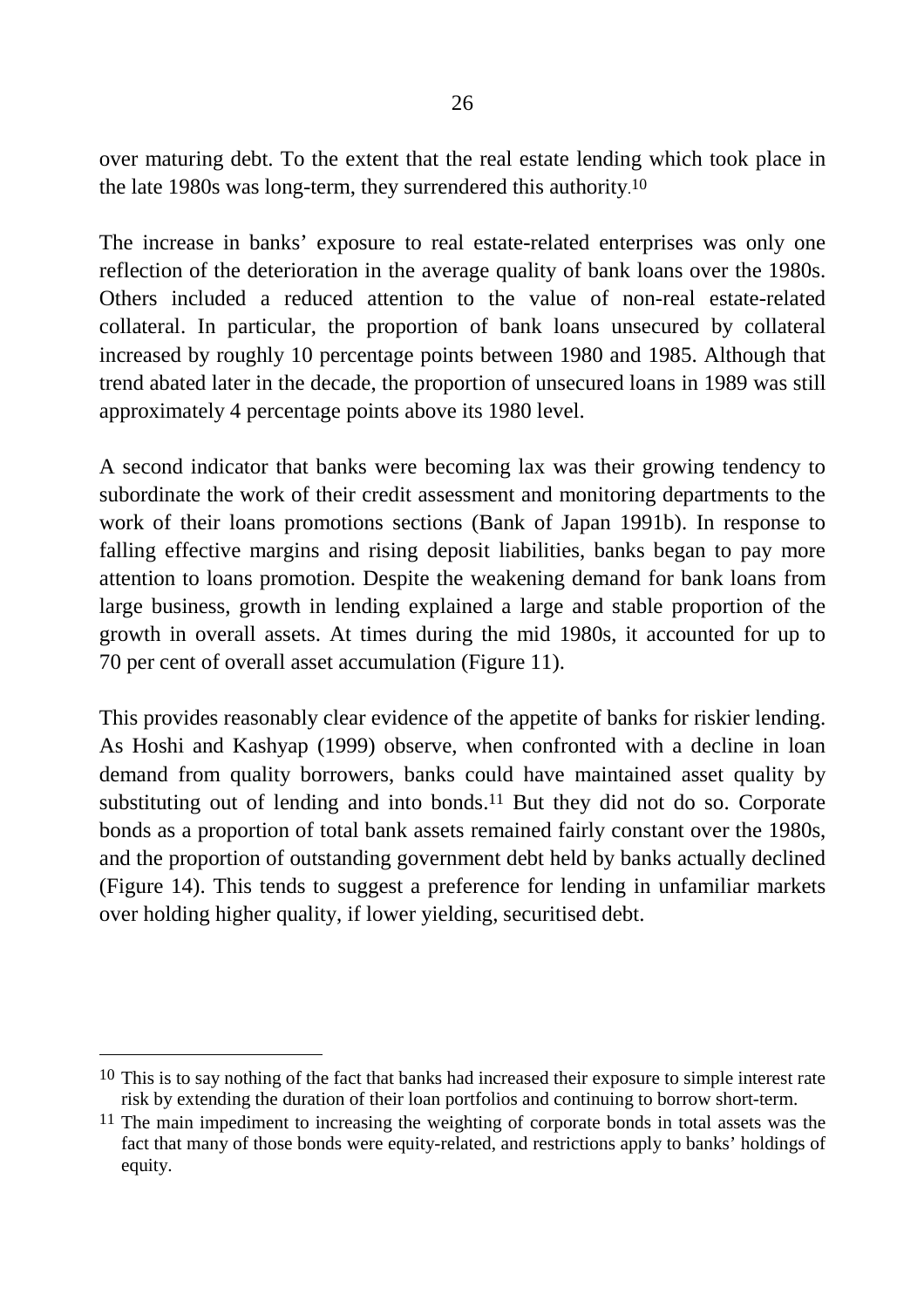over maturing debt. To the extent that the real estate lending which took place in the late 1980s was long-term, they surrendered this authority.[10]

The increase in banks' exposure to real estate-related enterprises was only one reflection of the deterioration in the average quality of bank loans over the 1980s. Others included a reduced attention to the value of non-real estate-related collateral. In particular, the proportion of bank loans unsecured by collateral increased by roughly 10 percentage points between 1980 and 1985. Although that trend abated later in the decade, the proportion of unsecured loans in 1989 was still approximately 4 percentage points above its 1980 level.

A second indicator that banks were becoming lax was their growing tendency to subordinate the work of their credit assessment and monitoring departments to the work of their loans promotions sections (Bank of Japan 1991b). In response to falling effective margins and rising deposit liabilities, banks began to pay more attention to loans promotion. Despite the weakening demand for bank loans from large business, growth in lending explained a large and stable proportion of the growth in overall assets. At times during the mid 1980s, it accounted for up to 70 per cent of overall asset accumulation (Figure 11).

This provides reasonably clear evidence of the appetite of banks for riskier lending. As Hoshi and Kashyap (1999) observe, when confronted with a decline in loan demand from quality borrowers, banks could have maintained asset quality by substituting out of lending and into bonds.[11] But they did not do so. Corporate bonds as a proportion of total bank assets remained fairly constant over the 1980s, and the proportion of outstanding government debt held by banks actually declined (Figure 14). This tends to suggest a preference for lending in unfamiliar markets over holding higher quality, if lower yielding, securitised debt.

---

[10] This is to say nothing of the fact that banks had increased their exposure to simple interest rate risk by extending the duration of their loan portfolios and continuing to borrow short-term.

[11] The main impediment to increasing the weighting of corporate bonds in total assets was the fact that many of those bonds were equity-related, and restrictions apply to banks' holdings of equity.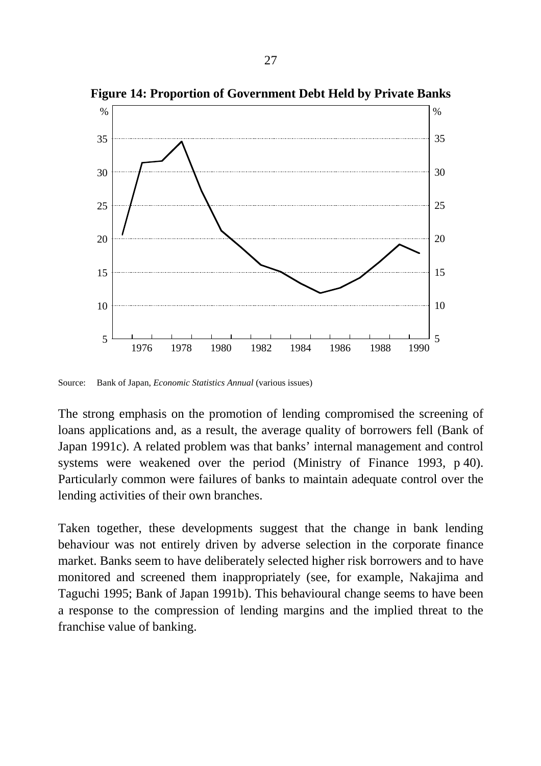**Figure 14: Proportion of Government Debt Held by Private Banks**

Source: Bank of Japan, *Economic Statistics Annual* (various issues)

The strong emphasis on the promotion of lending compromised the screening of loans applications and, as a result, the average quality of borrowers fell (Bank of Japan 1991c). A related problem was that banks' internal management and control systems were weakened over the period (Ministry of Finance 1993, p 40). Particularly common were failures of banks to maintain adequate control over the lending activities of their own branches.

Taken together, these developments suggest that the change in bank lending behaviour was not entirely driven by adverse selection in the corporate finance market. Banks seem to have deliberately selected higher risk borrowers and to have monitored and screened them inappropriately (see, for example, Nakajima and Taguchi 1995; Bank of Japan 1991b). This behavioural change seems to have been a response to the compression of lending margins and the implied threat to the franchise value of banking.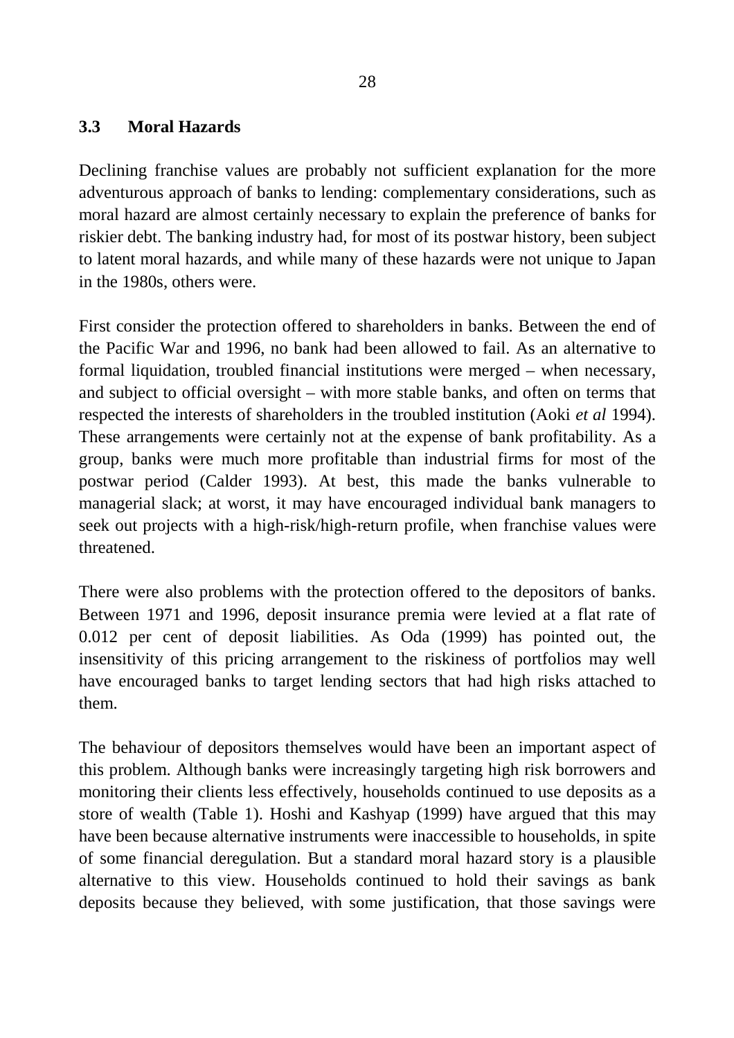### 3.3 Moral Hazards

Declining franchise values are probably not sufficient explanation for the more adventurous approach of banks to lending: complementary considerations, such as moral hazard are almost certainly necessary to explain the preference of banks for riskier debt. The banking industry had, for most of its postwar history, been subject to latent moral hazards, and while many of these hazards were not unique to Japan in the 1980s, others were.

First consider the protection offered to shareholders in banks. Between the end of the Pacific War and 1996, no bank had been allowed to fail. As an alternative to formal liquidation, troubled financial institutions were merged – when necessary, and subject to official oversight – with more stable banks, and often on terms that respected the interests of shareholders in the troubled institution (Aoki *et al* 1994). These arrangements were certainly not at the expense of bank profitability. As a group, banks were much more profitable than industrial firms for most of the postwar period (Calder 1993). At best, this made the banks vulnerable to managerial slack; at worst, it may have encouraged individual bank managers to seek out projects with a high-risk/high-return profile, when franchise values were threatened.

There were also problems with the protection offered to the depositors of banks. Between 1971 and 1996, deposit insurance premia were levied at a flat rate of 0.012 per cent of deposit liabilities. As Oda (1999) has pointed out, the insensitivity of this pricing arrangement to the riskiness of portfolios may well have encouraged banks to target lending sectors that had high risks attached to them.

The behaviour of depositors themselves would have been an important aspect of this problem. Although banks were increasingly targeting high risk borrowers and monitoring their clients less effectively, households continued to use deposits as a store of wealth (Table 1). Hoshi and Kashyap (1999) have argued that this may have been because alternative instruments were inaccessible to households, in spite of some financial deregulation. But a standard moral hazard story is a plausible alternative to this view. Households continued to hold their savings as bank deposits because they believed, with some justification, that those savings were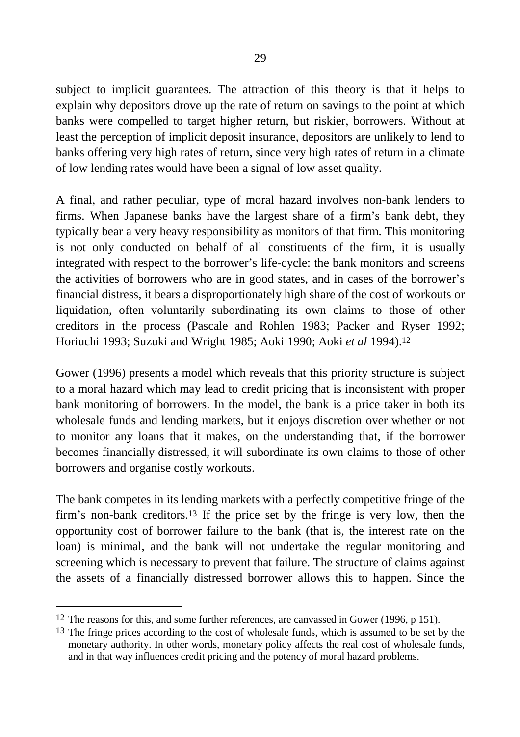subject to implicit guarantees. The attraction of this theory is that it helps to explain why depositors drove up the rate of return on savings to the point at which banks were compelled to target higher return, but riskier, borrowers. Without at least the perception of implicit deposit insurance, depositors are unlikely to lend to banks offering very high rates of return, since very high rates of return in a climate of low lending rates would have been a signal of low asset quality.

A final, and rather peculiar, type of moral hazard involves non-bank lenders to firms. When Japanese banks have the largest share of a firm's bank debt, they typically bear a very heavy responsibility as monitors of that firm. This monitoring is not only conducted on behalf of all constituents of the firm, it is usually integrated with respect to the borrower's life-cycle: the bank monitors and screens the activities of borrowers who are in good states, and in cases of the borrower's financial distress, it bears a disproportionately high share of the cost of workouts or liquidation, often voluntarily subordinating its own claims to those of other creditors in the process (Pascale and Rohlen 1983; Packer and Ryser 1992; Horiuchi 1993; Suzuki and Wright 1985; Aoki 1990; Aoki *et al* 1994).[12]

Gower (1996) presents a model which reveals that this priority structure is subject to a moral hazard which may lead to credit pricing that is inconsistent with proper bank monitoring of borrowers. In the model, the bank is a price taker in both its wholesale funds and lending markets, but it enjoys discretion over whether or not to monitor any loans that it makes, on the understanding that, if the borrower becomes financially distressed, it will subordinate its own claims to those of other borrowers and organise costly workouts.

The bank competes in its lending markets with a perfectly competitive fringe of the firm's non-bank creditors.[13] If the price set by the fringe is very low, then the opportunity cost of borrower failure to the bank (that is, the interest rate on the loan) is minimal, and the bank will not undertake the regular monitoring and screening which is necessary to prevent that failure. The structure of claims against the assets of a financially distressed borrower allows this to happen. Since the

---

[12] The reasons for this, and some further references, are canvassed in Gower (1996, p 151).

[13] The fringe prices according to the cost of wholesale funds, which is assumed to be set by the monetary authority. In other words, monetary policy affects the real cost of wholesale funds, and in that way influences credit pricing and the potency of moral hazard problems.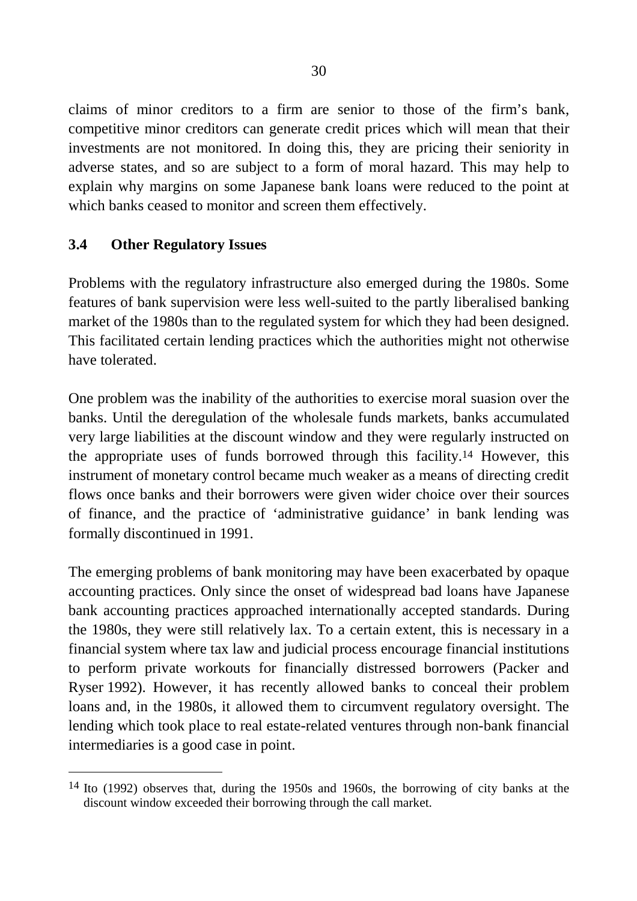claims of minor creditors to a firm are senior to those of the firm's bank, competitive minor creditors can generate credit prices which will mean that their investments are not monitored. In doing this, they are pricing their seniority in adverse states, and so are subject to a form of moral hazard. This may help to explain why margins on some Japanese bank loans were reduced to the point at which banks ceased to monitor and screen them effectively.

### 3.4 Other Regulatory Issues

Problems with the regulatory infrastructure also emerged during the 1980s. Some features of bank supervision were less well-suited to the partly liberalised banking market of the 1980s than to the regulated system for which they had been designed. This facilitated certain lending practices which the authorities might not otherwise have tolerated.

One problem was the inability of the authorities to exercise moral suasion over the banks. Until the deregulation of the wholesale funds markets, banks accumulated very large liabilities at the discount window and they were regularly instructed on the appropriate uses of funds borrowed through this facility.[14] However, this instrument of monetary control became much weaker as a means of directing credit flows once banks and their borrowers were given wider choice over their sources of finance, and the practice of 'administrative guidance' in bank lending was formally discontinued in 1991.

The emerging problems of bank monitoring may have been exacerbated by opaque accounting practices. Only since the onset of widespread bad loans have Japanese bank accounting practices approached internationally accepted standards. During the 1980s, they were still relatively lax. To a certain extent, this is necessary in a financial system where tax law and judicial process encourage financial institutions to perform private workouts for financially distressed borrowers (Packer and Ryser 1992). However, it has recently allowed banks to conceal their problem loans and, in the 1980s, it allowed them to circumvent regulatory oversight. The lending which took place to real estate-related ventures through non-bank financial intermediaries is a good case in point.

---

[14] Ito (1992) observes that, during the 1950s and 1960s, the borrowing of city banks at the discount window exceeded their borrowing through the call market.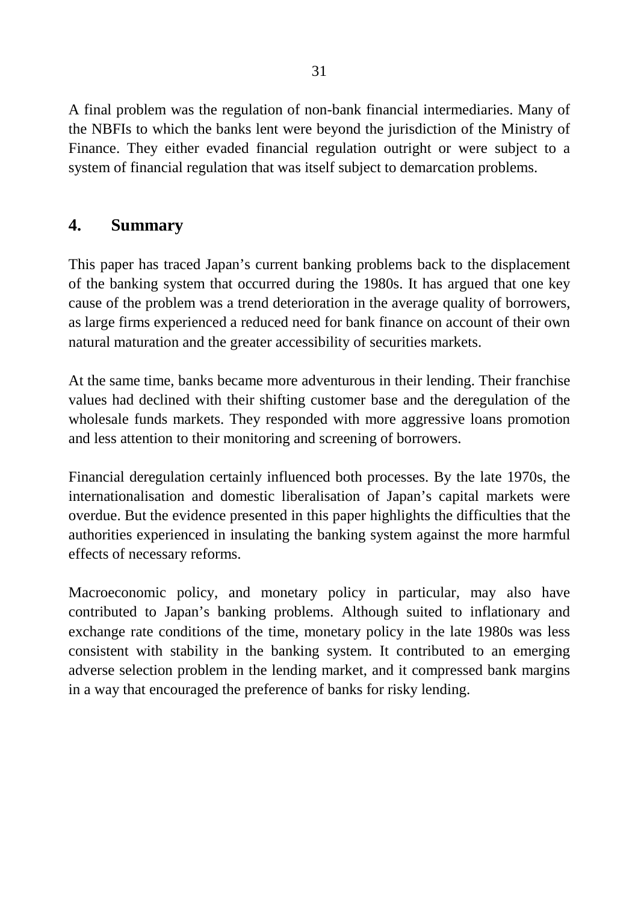A final problem was the regulation of non-bank financial intermediaries. Many of the NBFIs to which the banks lent were beyond the jurisdiction of the Ministry of Finance. They either evaded financial regulation outright or were subject to a system of financial regulation that was itself subject to demarcation problems.

## 4. Summary

This paper has traced Japan's current banking problems back to the displacement of the banking system that occurred during the 1980s. It has argued that one key cause of the problem was a trend deterioration in the average quality of borrowers, as large firms experienced a reduced need for bank finance on account of their own natural maturation and the greater accessibility of securities markets.

At the same time, banks became more adventurous in their lending. Their franchise values had declined with their shifting customer base and the deregulation of the wholesale funds markets. They responded with more aggressive loans promotion and less attention to their monitoring and screening of borrowers.

Financial deregulation certainly influenced both processes. By the late 1970s, the internationalisation and domestic liberalisation of Japan's capital markets were overdue. But the evidence presented in this paper highlights the difficulties that the authorities experienced in insulating the banking system against the more harmful effects of necessary reforms.

Macroeconomic policy, and monetary policy in particular, may also have contributed to Japan's banking problems. Although suited to inflationary and exchange rate conditions of the time, monetary policy in the late 1980s was less consistent with stability in the banking system. It contributed to an emerging adverse selection problem in the lending market, and it compressed bank margins in a way that encouraged the preference of banks for risky lending.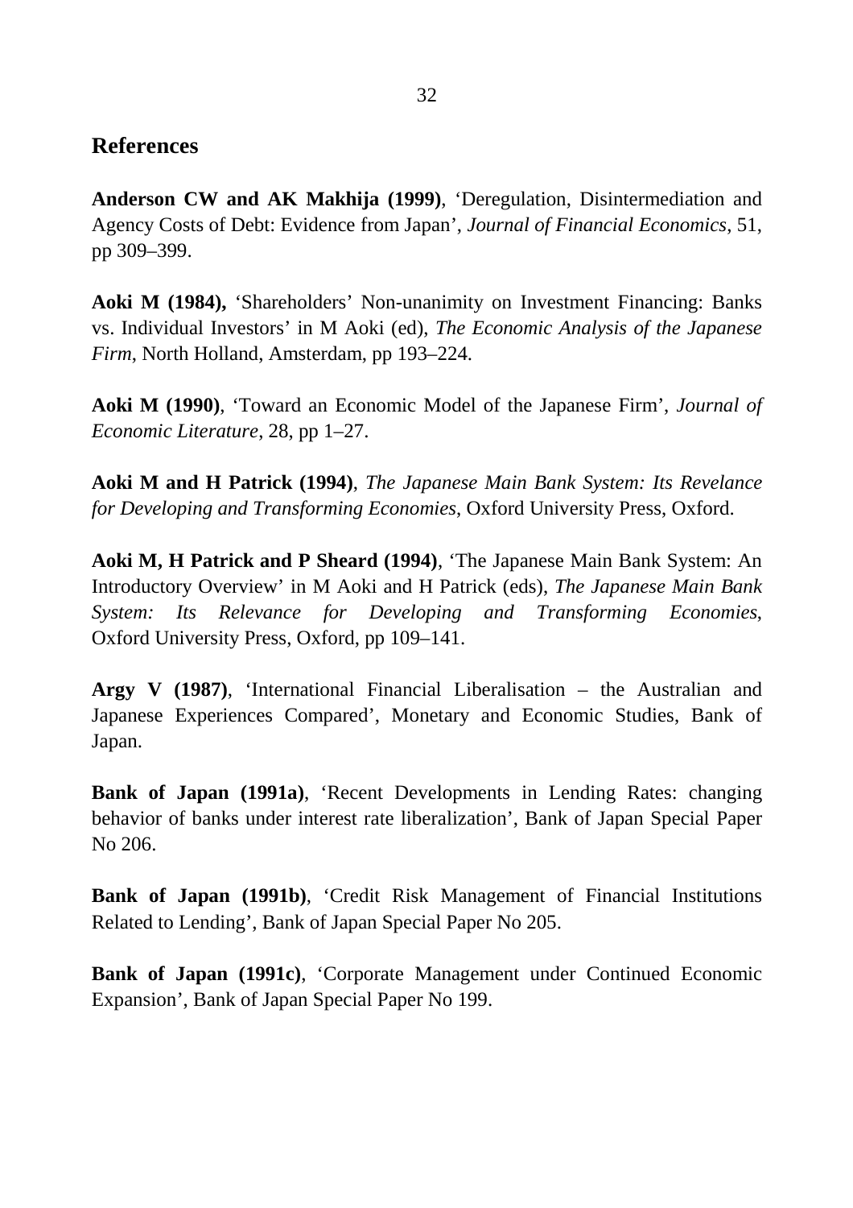## References

**Anderson CW and AK Makhija (1999)**, 'Deregulation, Disintermediation and Agency Costs of Debt: Evidence from Japan', *Journal of Financial Economics*, 51, pp 309–399.

**Aoki M (1984),** 'Shareholders' Non-unanimity on Investment Financing: Banks vs. Individual Investors' in M Aoki (ed), *The Economic Analysis of the Japanese Firm*, North Holland, Amsterdam, pp 193–224.

**Aoki M (1990)**, 'Toward an Economic Model of the Japanese Firm', *Journal of Economic Literature*, 28, pp 1–27.

**Aoki M and H Patrick (1994)**, *The Japanese Main Bank System: Its Revelance for Developing and Transforming Economies*, Oxford University Press, Oxford.

**Aoki M, H Patrick and P Sheard (1994)**, 'The Japanese Main Bank System: An Introductory Overview' in M Aoki and H Patrick (eds), *The Japanese Main Bank System: Its Relevance for Developing and Transforming Economies*, Oxford University Press, Oxford, pp 109–141.

**Argy V (1987)**, 'International Financial Liberalisation – the Australian and Japanese Experiences Compared', Monetary and Economic Studies, Bank of Japan.

**Bank of Japan (1991a)**, 'Recent Developments in Lending Rates: changing behavior of banks under interest rate liberalization', Bank of Japan Special Paper No 206.

**Bank of Japan (1991b)**, 'Credit Risk Management of Financial Institutions Related to Lending', Bank of Japan Special Paper No 205.

**Bank of Japan (1991c)**, 'Corporate Management under Continued Economic Expansion', Bank of Japan Special Paper No 199.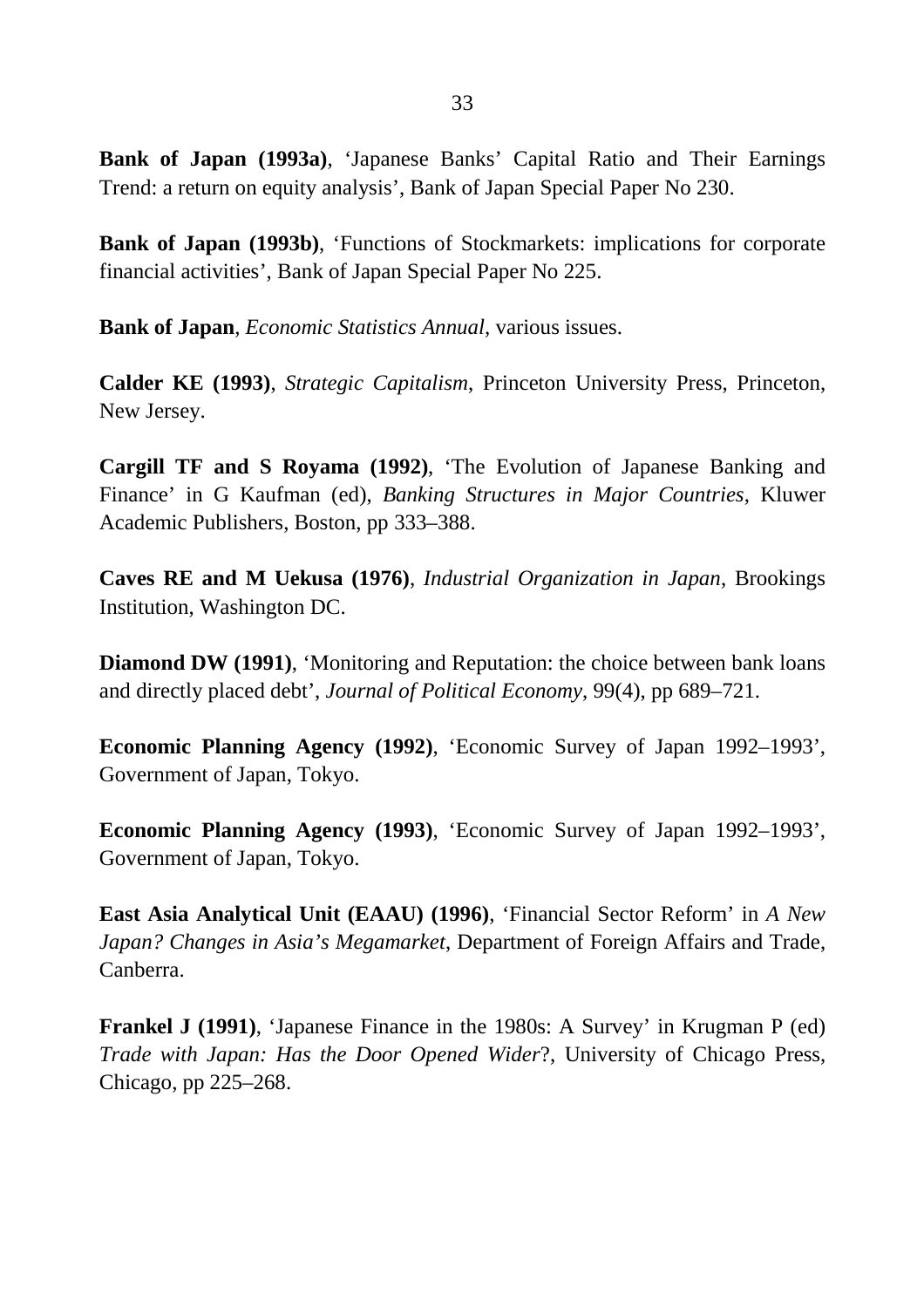**Bank of Japan (1993a)**, 'Japanese Banks' Capital Ratio and Their Earnings Trend: a return on equity analysis', Bank of Japan Special Paper No 230.

**Bank of Japan (1993b)**, 'Functions of Stockmarkets: implications for corporate financial activities', Bank of Japan Special Paper No 225.

**Bank of Japan**, *Economic Statistics Annual*, various issues.

**Calder KE (1993)**, *Strategic Capitalism*, Princeton University Press, Princeton, New Jersey.

**Cargill TF and S Royama (1992)**, 'The Evolution of Japanese Banking and Finance' in G Kaufman (ed), *Banking Structures in Major Countries*, Kluwer Academic Publishers, Boston, pp 333–388.

**Caves RE and M Uekusa (1976)**, *Industrial Organization in Japan*, Brookings Institution, Washington DC.

**Diamond DW (1991)**, 'Monitoring and Reputation: the choice between bank loans and directly placed debt', *Journal of Political Economy*, 99(4), pp 689–721.

**Economic Planning Agency (1992)**, 'Economic Survey of Japan 1992–1993', Government of Japan, Tokyo.

**Economic Planning Agency (1993)**, 'Economic Survey of Japan 1992–1993', Government of Japan, Tokyo.

**East Asia Analytical Unit (EAAU) (1996)**, 'Financial Sector Reform' in *A New Japan? Changes in Asia's Megamarket*, Department of Foreign Affairs and Trade, Canberra.

**Frankel J (1991)**, 'Japanese Finance in the 1980s: A Survey' in Krugman P (ed) *Trade with Japan: Has the Door Opened Wider*?, University of Chicago Press, Chicago, pp 225–268.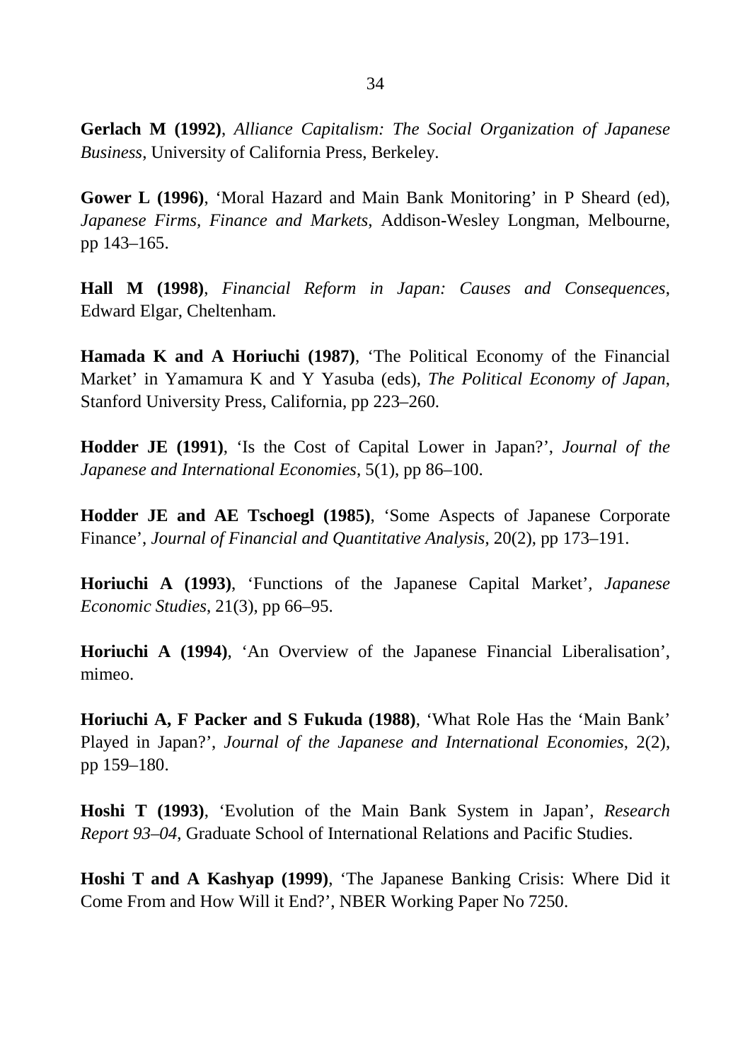**Gerlach M (1992)**, *Alliance Capitalism: The Social Organization of Japanese Business*, University of California Press, Berkeley.

**Gower L (1996)**, 'Moral Hazard and Main Bank Monitoring' in P Sheard (ed), *Japanese Firms, Finance and Markets*, Addison-Wesley Longman, Melbourne, pp 143–165.

**Hall M (1998)**, *Financial Reform in Japan: Causes and Consequences*, Edward Elgar, Cheltenham.

**Hamada K and A Horiuchi (1987)**, 'The Political Economy of the Financial Market' in Yamamura K and Y Yasuba (eds), *The Political Economy of Japan*, Stanford University Press, California, pp 223–260.

**Hodder JE (1991)**, 'Is the Cost of Capital Lower in Japan?', *Journal of the Japanese and International Economies*, 5(1), pp 86–100.

**Hodder JE and AE Tschoegl (1985)**, 'Some Aspects of Japanese Corporate Finance', *Journal of Financial and Quantitative Analysis*, 20(2), pp 173–191.

**Horiuchi A (1993)**, 'Functions of the Japanese Capital Market', *Japanese Economic Studies*, 21(3), pp 66–95.

**Horiuchi A (1994)**, 'An Overview of the Japanese Financial Liberalisation', mimeo.

**Horiuchi A, F Packer and S Fukuda (1988)**, 'What Role Has the 'Main Bank' Played in Japan?', *Journal of the Japanese and International Economies*, 2(2), pp 159–180.

**Hoshi T (1993)**, 'Evolution of the Main Bank System in Japan', *Research Report 93–04*, Graduate School of International Relations and Pacific Studies.

**Hoshi T and A Kashyap (1999)**, 'The Japanese Banking Crisis: Where Did it Come From and How Will it End?', NBER Working Paper No 7250.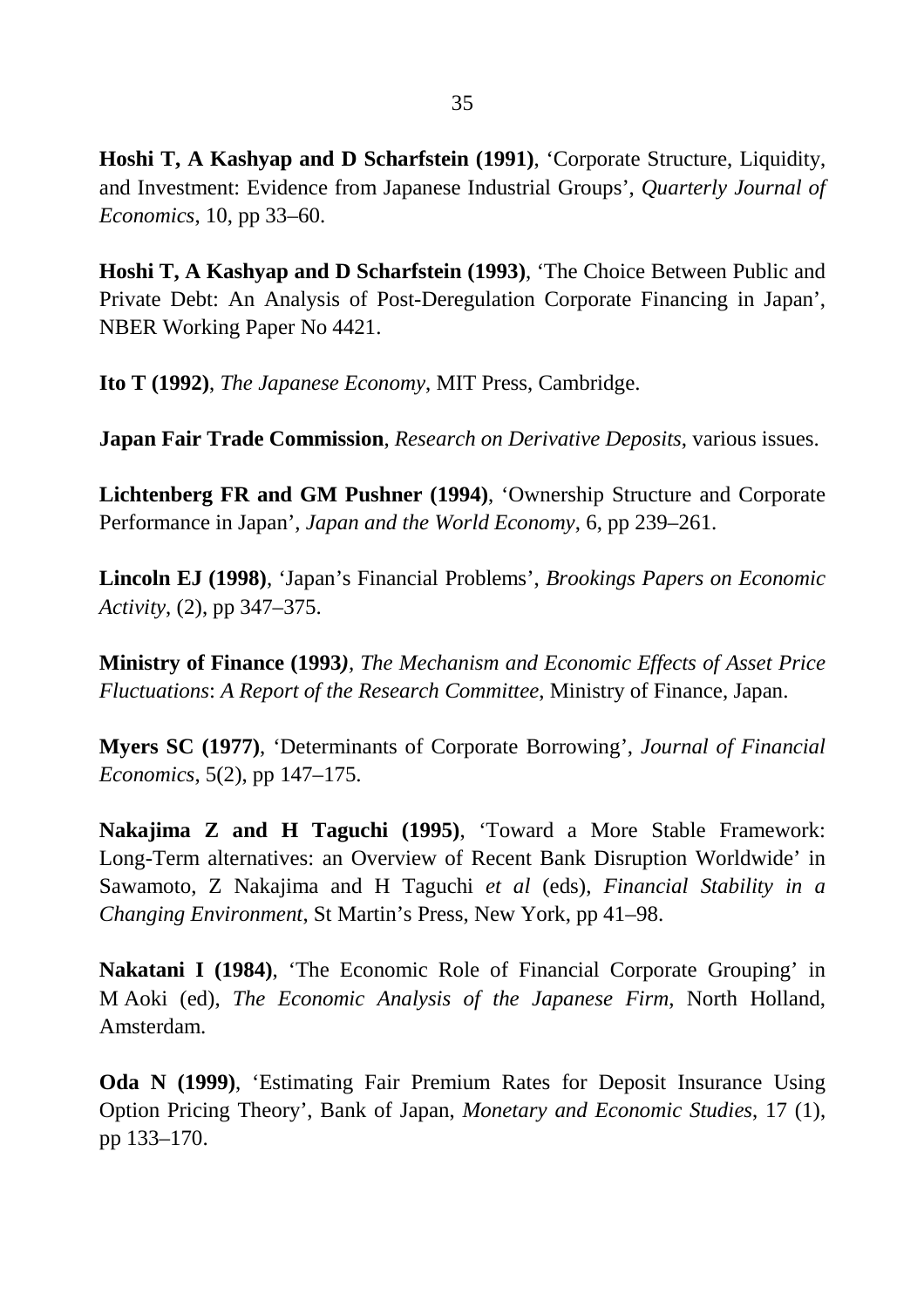**Hoshi T, A Kashyap and D Scharfstein (1991)**, 'Corporate Structure, Liquidity, and Investment: Evidence from Japanese Industrial Groups', *Quarterly Journal of Economics*, 10, pp 33–60.

**Hoshi T, A Kashyap and D Scharfstein (1993)**, 'The Choice Between Public and Private Debt: An Analysis of Post-Deregulation Corporate Financing in Japan', NBER Working Paper No 4421.

**Ito T (1992)**, *The Japanese Economy*, MIT Press, Cambridge.

**Japan Fair Trade Commission**, *Research on Derivative Deposits*, various issues.

**Lichtenberg FR and GM Pushner (1994)**, 'Ownership Structure and Corporate Performance in Japan', *Japan and the World Economy*, 6, pp 239–261.

**Lincoln EJ (1998)**, 'Japan's Financial Problems', *Brookings Papers on Economic Activity*, (2), pp 347–375.

**Ministry of Finance (1993)**, *The Mechanism and Economic Effects of Asset Price Fluctuations*: *A Report of the Research Committee*, Ministry of Finance, Japan.

**Myers SC (1977)**, 'Determinants of Corporate Borrowing', *Journal of Financial Economics*, 5(2), pp 147–175.

**Nakajima Z and H Taguchi (1995)**, 'Toward a More Stable Framework: Long-Term alternatives: an Overview of Recent Bank Disruption Worldwide' in Sawamoto, Z Nakajima and H Taguchi *et al* (eds), *Financial Stability in a Changing Environment*, St Martin's Press, New York, pp 41–98.

**Nakatani I (1984)**, 'The Economic Role of Financial Corporate Grouping' in M Aoki (ed), *The Economic Analysis of the Japanese Firm*, North Holland, Amsterdam.

**Oda N (1999)**, 'Estimating Fair Premium Rates for Deposit Insurance Using Option Pricing Theory', Bank of Japan, *Monetary and Economic Studies*, 17 (1), pp 133–170.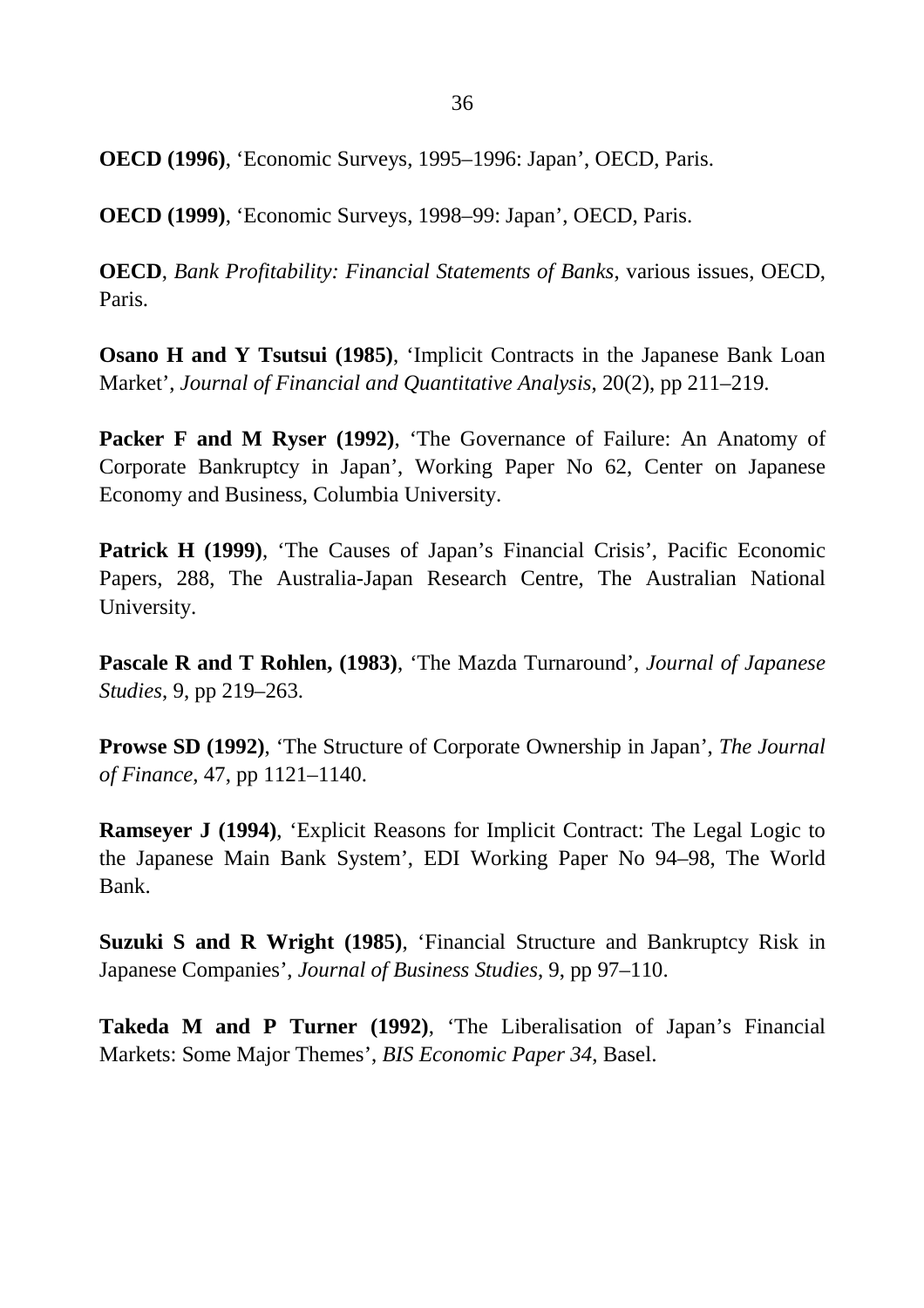**OECD (1996)**, 'Economic Surveys, 1995–1996: Japan', OECD, Paris.

**OECD (1999)**, 'Economic Surveys, 1998–99: Japan', OECD, Paris.

**OECD**, *Bank Profitability: Financial Statements of Banks*, various issues, OECD, Paris.

**Osano H and Y Tsutsui (1985)**, 'Implicit Contracts in the Japanese Bank Loan Market', *Journal of Financial and Quantitative Analysis*, 20(2), pp 211–219.

**Packer F and M Ryser (1992)**, 'The Governance of Failure: An Anatomy of Corporate Bankruptcy in Japan', Working Paper No 62, Center on Japanese Economy and Business, Columbia University.

**Patrick H (1999)**, 'The Causes of Japan's Financial Crisis', Pacific Economic Papers, 288, The Australia-Japan Research Centre, The Australian National University.

**Pascale R and T Rohlen, (1983)**, 'The Mazda Turnaround', *Journal of Japanese Studies*, 9, pp 219–263.

**Prowse SD (1992)**, 'The Structure of Corporate Ownership in Japan', *The Journal of Finance*, 47, pp 1121–1140.

**Ramseyer J (1994)**, 'Explicit Reasons for Implicit Contract: The Legal Logic to the Japanese Main Bank System', EDI Working Paper No 94–98, The World Bank.

**Suzuki S and R Wright (1985)**, 'Financial Structure and Bankruptcy Risk in Japanese Companies', *Journal of Business Studies*, 9, pp 97–110.

**Takeda M and P Turner (1992)**, 'The Liberalisation of Japan's Financial Markets: Some Major Themes', *BIS Economic Paper 34*, Basel.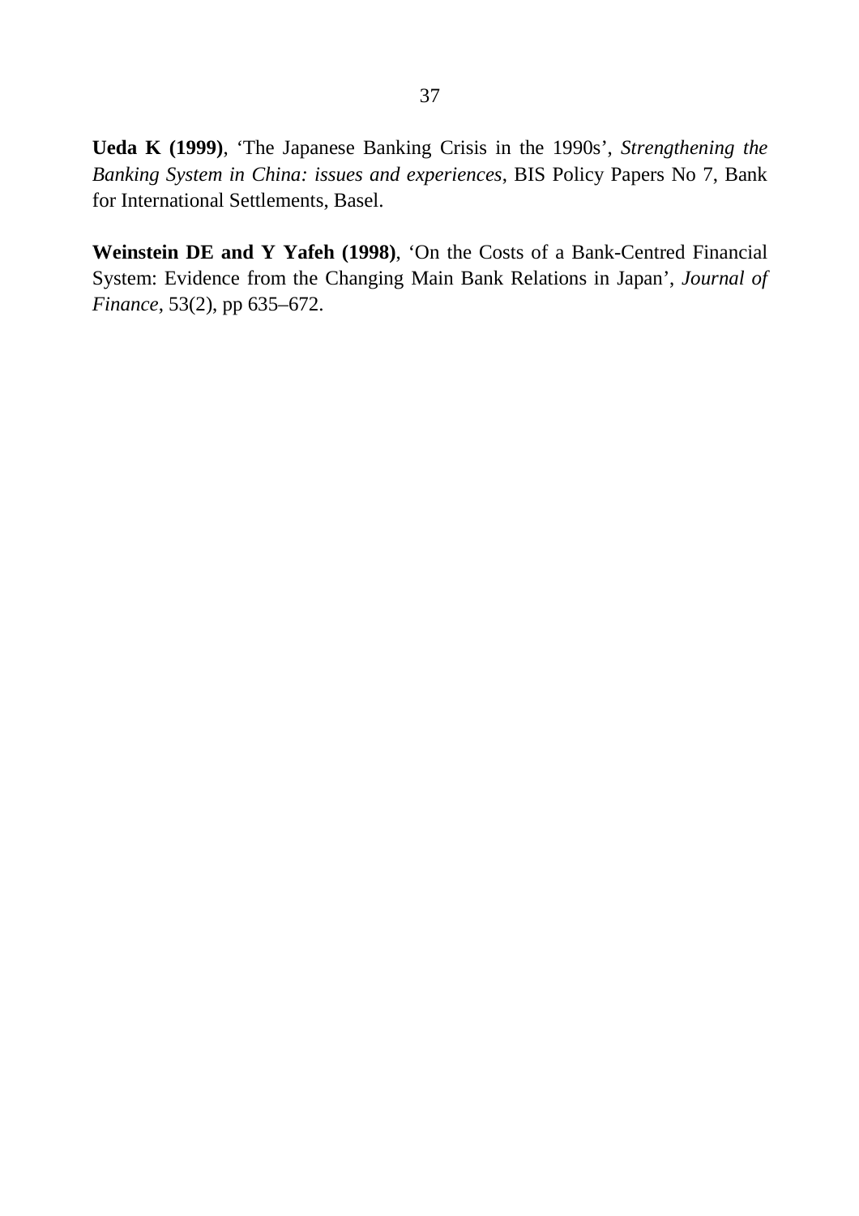**Ueda K (1999)**, 'The Japanese Banking Crisis in the 1990s', *Strengthening the Banking System in China: issues and experiences*, BIS Policy Papers No 7, Bank for International Settlements, Basel.

**Weinstein DE and Y Yafeh (1998)**, 'On the Costs of a Bank-Centred Financial System: Evidence from the Changing Main Bank Relations in Japan', *Journal of Finance*, 53(2), pp 635–672.